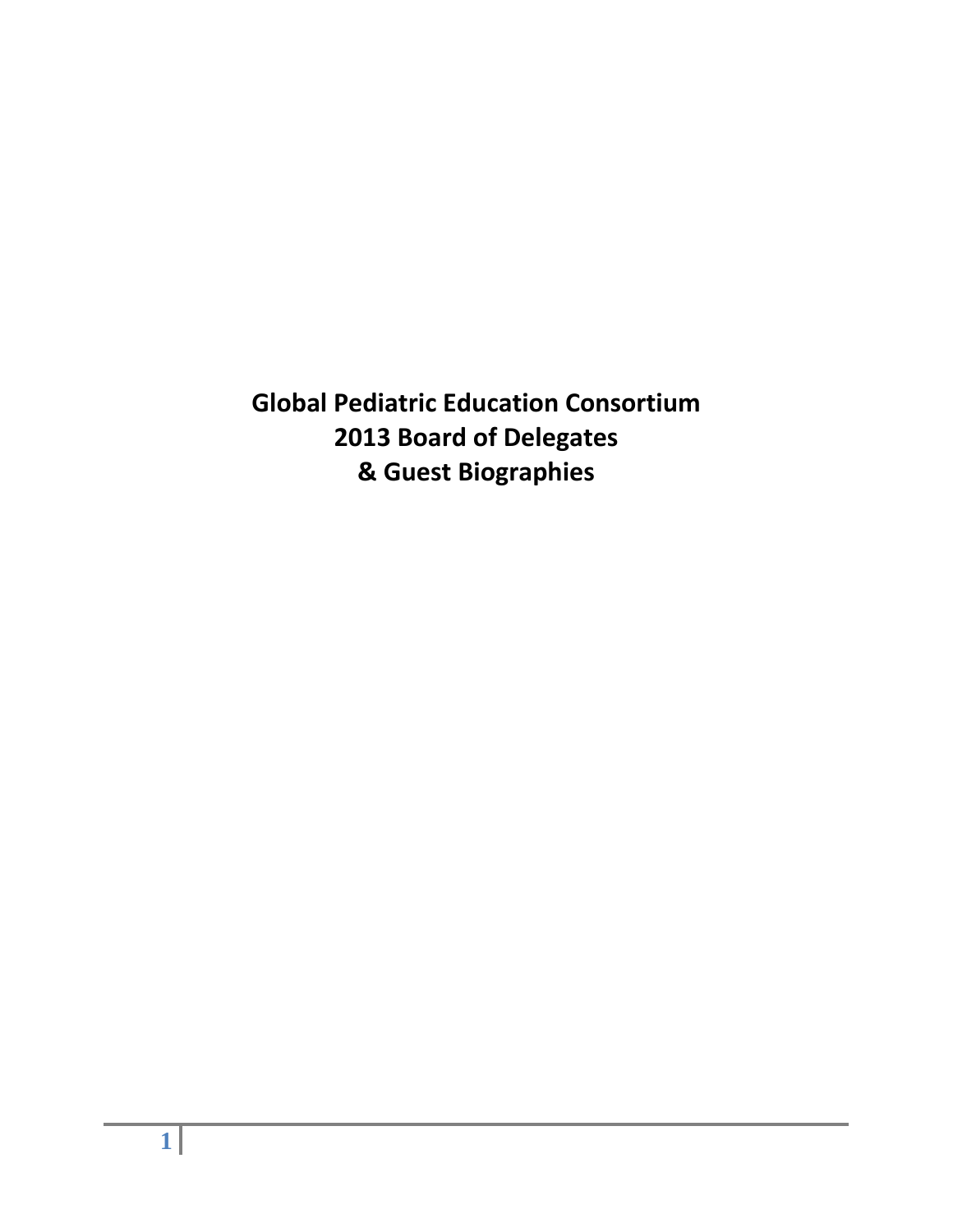# Global Pediatric Education Consortium 2013 Board of Delegates & Guest Biographies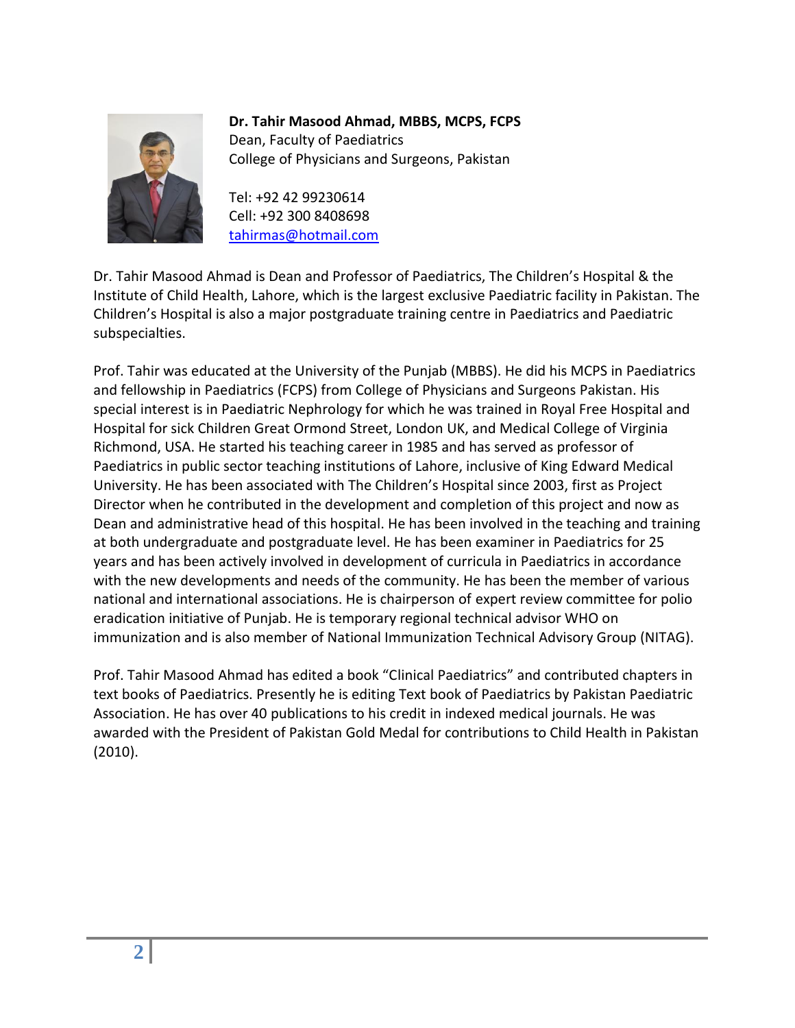**Dr. Tahir Masood Ahmad, MBBS, MCPS, FCPS**
Dean, Faculty of Paediatrics
College of Physicians and Surgeons, Pakistan

Tel: +92 42 99230614
Cell: +92 300 8408698
tahirmas@hotmail.com

Dr. Tahir Masood Ahmad is Dean and Professor of Paediatrics, The Children's Hospital & the Institute of Child Health, Lahore, which is the largest exclusive Paediatric facility in Pakistan. The Children's Hospital is also a major postgraduate training centre in Paediatrics and Paediatric subspecialties.

Prof. Tahir was educated at the University of the Punjab (MBBS). He did his MCPS in Paediatrics and fellowship in Paediatrics (FCPS) from College of Physicians and Surgeons Pakistan. His special interest is in Paediatric Nephrology for which he was trained in Royal Free Hospital and Hospital for sick Children Great Ormond Street, London UK, and Medical College of Virginia Richmond, USA. He started his teaching career in 1985 and has served as professor of Paediatrics in public sector teaching institutions of Lahore, inclusive of King Edward Medical University. He has been associated with The Children's Hospital since 2003, first as Project Director when he contributed in the development and completion of this project and now as Dean and administrative head of this hospital. He has been involved in the teaching and training at both undergraduate and postgraduate level. He has been examiner in Paediatrics for 25 years and has been actively involved in development of curricula in Paediatrics in accordance with the new developments and needs of the community. He has been the member of various national and international associations. He is chairperson of expert review committee for polio eradication initiative of Punjab. He is temporary regional technical advisor WHO on immunization and is also member of National Immunization Technical Advisory Group (NITAG).

Prof. Tahir Masood Ahmad has edited a book "Clinical Paediatrics" and contributed chapters in text books of Paediatrics. Presently he is editing Text book of Paediatrics by Pakistan Paediatric Association. He has over 40 publications to his credit in indexed medical journals. He was awarded with the President of Pakistan Gold Medal for contributions to Child Health in Pakistan (2010).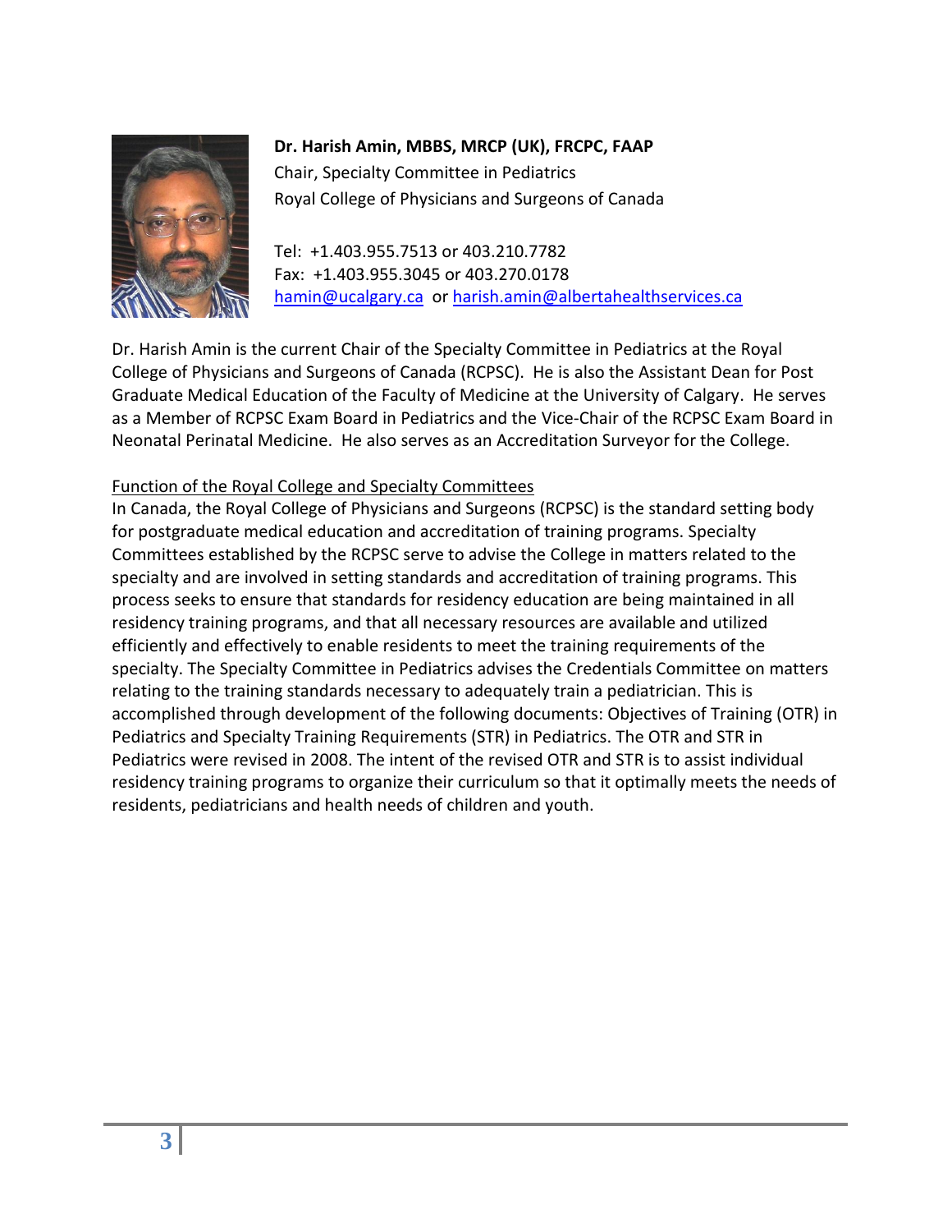**Dr. Harish Amin, MBBS, MRCP (UK), FRCPC, FAAP**
Chair, Specialty Committee in Pediatrics
Royal College of Physicians and Surgeons of Canada

Tel: +1.403.955.7513 or 403.210.7782
Fax: +1.403.955.3045 or 403.270.0178
hamin@ucalgary.ca or harish.amin@albertahealthservices.ca

Dr. Harish Amin is the current Chair of the Specialty Committee in Pediatrics at the Royal College of Physicians and Surgeons of Canada (RCPSC). He is also the Assistant Dean for Post Graduate Medical Education of the Faculty of Medicine at the University of Calgary. He serves as a Member of RCPSC Exam Board in Pediatrics and the Vice-Chair of the RCPSC Exam Board in Neonatal Perinatal Medicine. He also serves as an Accreditation Surveyor for the College.

<u>Function of the Royal College and Specialty Committees</u>

In Canada, the Royal College of Physicians and Surgeons (RCPSC) is the standard setting body for postgraduate medical education and accreditation of training programs. Specialty Committees established by the RCPSC serve to advise the College in matters related to the specialty and are involved in setting standards and accreditation of training programs. This process seeks to ensure that standards for residency education are being maintained in all residency training programs, and that all necessary resources are available and utilized efficiently and effectively to enable residents to meet the training requirements of the specialty. The Specialty Committee in Pediatrics advises the Credentials Committee on matters relating to the training standards necessary to adequately train a pediatrician. This is accomplished through development of the following documents: Objectives of Training (OTR) in Pediatrics and Specialty Training Requirements (STR) in Pediatrics. The OTR and STR in Pediatrics were revised in 2008. The intent of the revised OTR and STR is to assist individual residency training programs to organize their curriculum so that it optimally meets the needs of residents, pediatricians and health needs of children and youth.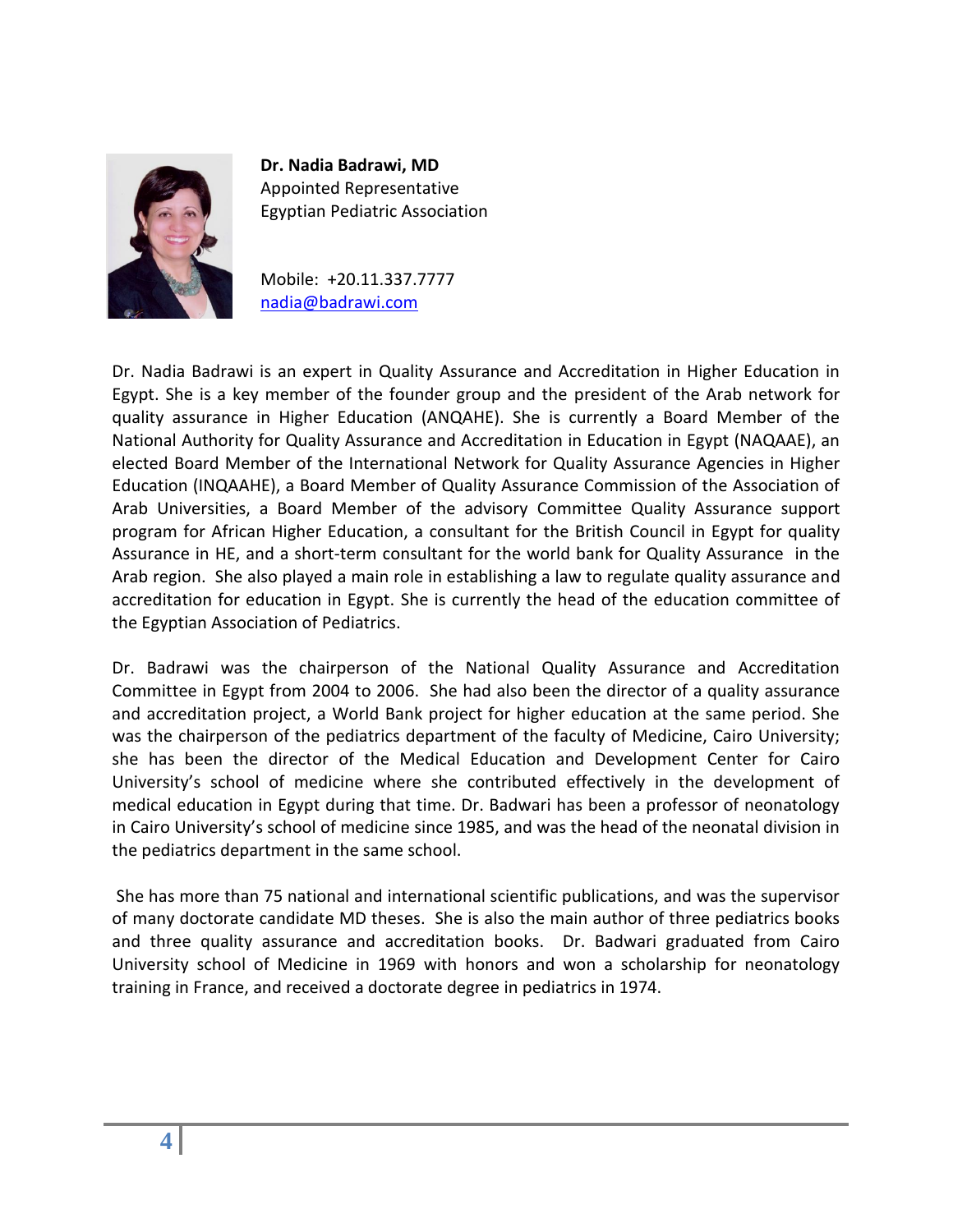**Dr. Nadia Badrawi, MD**
Appointed Representative
Egyptian Pediatric Association

Mobile: +20.11.337.7777
nadia@badrawi.com

Dr. Nadia Badrawi is an expert in Quality Assurance and Accreditation in Higher Education in Egypt. She is a key member of the founder group and the president of the Arab network for quality assurance in Higher Education (ANQAHE). She is currently a Board Member of the National Authority for Quality Assurance and Accreditation in Education in Egypt (NAQAAE), an elected Board Member of the International Network for Quality Assurance Agencies in Higher Education (INQAAHE), a Board Member of Quality Assurance Commission of the Association of Arab Universities, a Board Member of the advisory Committee Quality Assurance support program for African Higher Education, a consultant for the British Council in Egypt for quality Assurance in HE, and a short-term consultant for the world bank for Quality Assurance in the Arab region. She also played a main role in establishing a law to regulate quality assurance and accreditation for education in Egypt. She is currently the head of the education committee of the Egyptian Association of Pediatrics.

Dr. Badrawi was the chairperson of the National Quality Assurance and Accreditation Committee in Egypt from 2004 to 2006. She had also been the director of a quality assurance and accreditation project, a World Bank project for higher education at the same period. She was the chairperson of the pediatrics department of the faculty of Medicine, Cairo University; she has been the director of the Medical Education and Development Center for Cairo University's school of medicine where she contributed effectively in the development of medical education in Egypt during that time. Dr. Badwari has been a professor of neonatology in Cairo University's school of medicine since 1985, and was the head of the neonatal division in the pediatrics department in the same school.

She has more than 75 national and international scientific publications, and was the supervisor of many doctorate candidate MD theses. She is also the main author of three pediatrics books and three quality assurance and accreditation books. Dr. Badwari graduated from Cairo University school of Medicine in 1969 with honors and won a scholarship for neonatology training in France, and received a doctorate degree in pediatrics in 1974.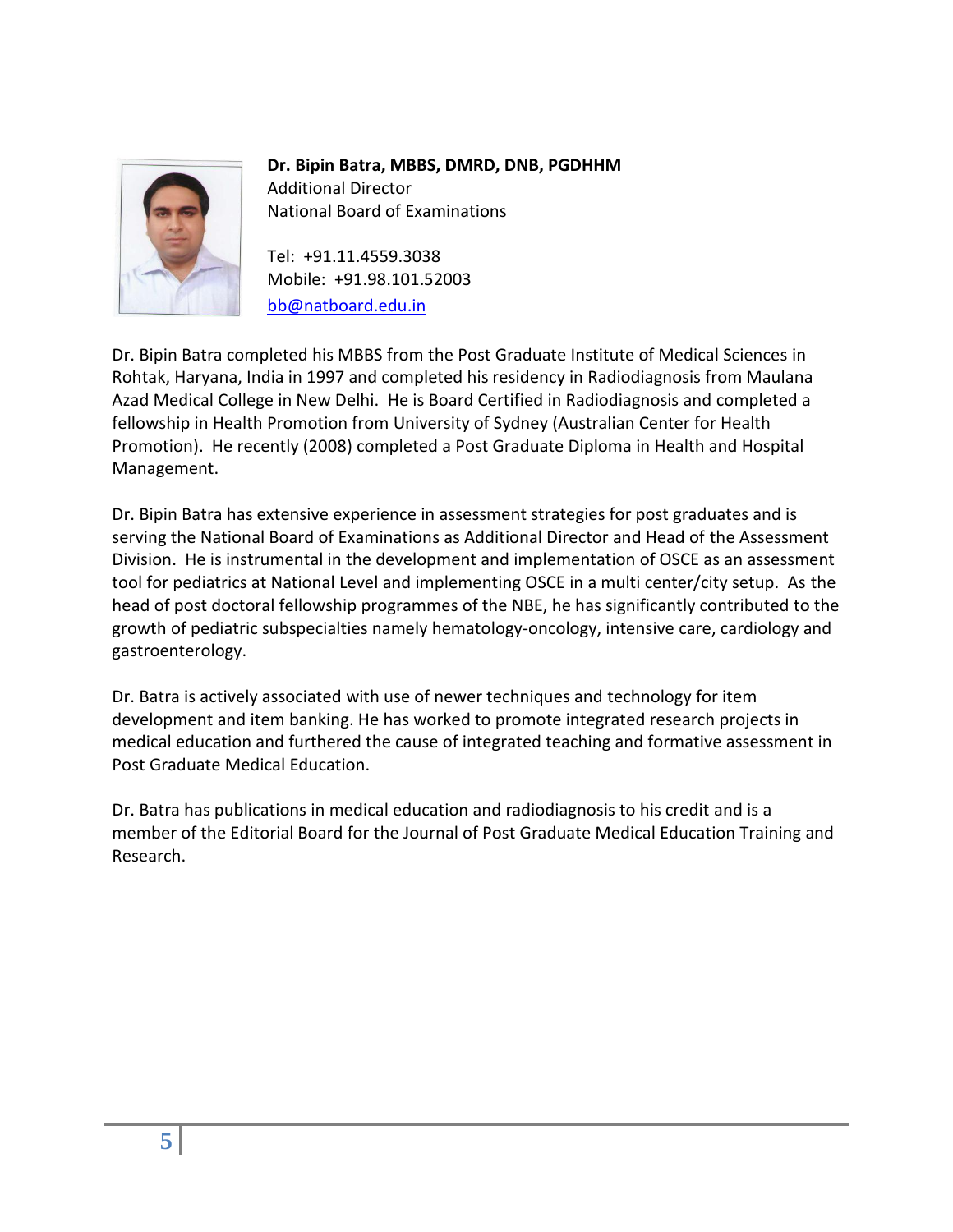**Dr. Bipin Batra, MBBS, DMRD, DNB, PGDHHM**
Additional Director
National Board of Examinations

Tel: +91.11.4559.3038
Mobile: +91.98.101.52003
bb@natboard.edu.in

Dr. Bipin Batra completed his MBBS from the Post Graduate Institute of Medical Sciences in Rohtak, Haryana, India in 1997 and completed his residency in Radiodiagnosis from Maulana Azad Medical College in New Delhi. He is Board Certified in Radiodiagnosis and completed a fellowship in Health Promotion from University of Sydney (Australian Center for Health Promotion). He recently (2008) completed a Post Graduate Diploma in Health and Hospital Management.

Dr. Bipin Batra has extensive experience in assessment strategies for post graduates and is serving the National Board of Examinations as Additional Director and Head of the Assessment Division. He is instrumental in the development and implementation of OSCE as an assessment tool for pediatrics at National Level and implementing OSCE in a multi center/city setup. As the head of post doctoral fellowship programmes of the NBE, he has significantly contributed to the growth of pediatric subspecialties namely hematology-oncology, intensive care, cardiology and gastroenterology.

Dr. Batra is actively associated with use of newer techniques and technology for item development and item banking. He has worked to promote integrated research projects in medical education and furthered the cause of integrated teaching and formative assessment in Post Graduate Medical Education.

Dr. Batra has publications in medical education and radiodiagnosis to his credit and is a member of the Editorial Board for the Journal of Post Graduate Medical Education Training and Research.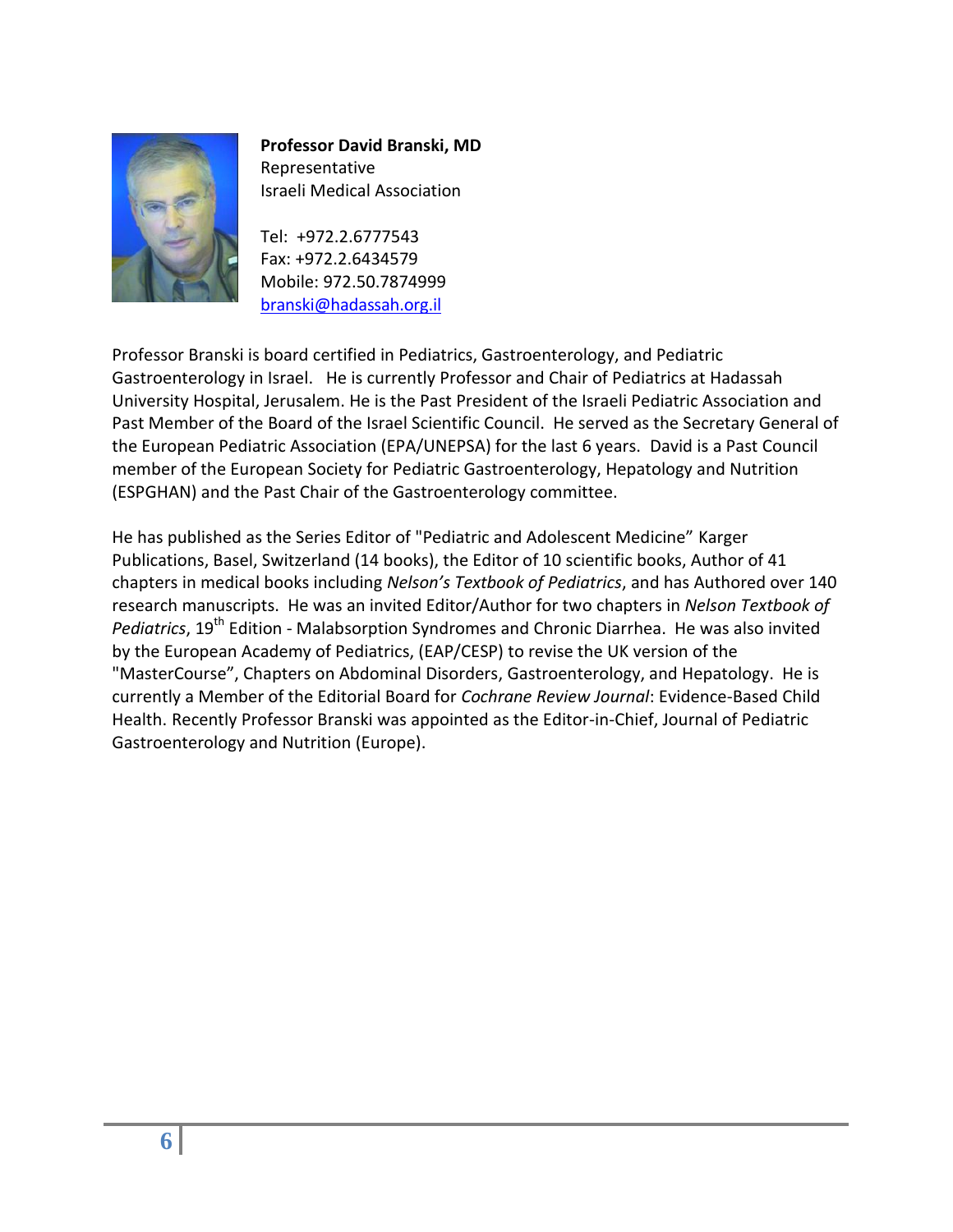**Professor David Branski, MD**
Representative
Israeli Medical Association

Tel: +972.2.6777543
Fax: +972.2.6434579
Mobile: 972.50.7874999
branski@hadassah.org.il

Professor Branski is board certified in Pediatrics, Gastroenterology, and Pediatric Gastroenterology in Israel. He is currently Professor and Chair of Pediatrics at Hadassah University Hospital, Jerusalem. He is the Past President of the Israeli Pediatric Association and Past Member of the Board of the Israel Scientific Council. He served as the Secretary General of the European Pediatric Association (EPA/UNEPSA) for the last 6 years. David is a Past Council member of the European Society for Pediatric Gastroenterology, Hepatology and Nutrition (ESPGHAN) and the Past Chair of the Gastroenterology committee.

He has published as the Series Editor of "Pediatric and Adolescent Medicine" Karger Publications, Basel, Switzerland (14 books), the Editor of 10 scientific books, Author of 41 chapters in medical books including *Nelson's Textbook of Pediatrics*, and has Authored over 140 research manuscripts. He was an invited Editor/Author for two chapters in *Nelson Textbook of Pediatrics*, 19th Edition - Malabsorption Syndromes and Chronic Diarrhea. He was also invited by the European Academy of Pediatrics, (EAP/CESP) to revise the UK version of the "MasterCourse", Chapters on Abdominal Disorders, Gastroenterology, and Hepatology. He is currently a Member of the Editorial Board for *Cochrane Review Journal*: Evidence-Based Child Health. Recently Professor Branski was appointed as the Editor-in-Chief, Journal of Pediatric Gastroenterology and Nutrition (Europe).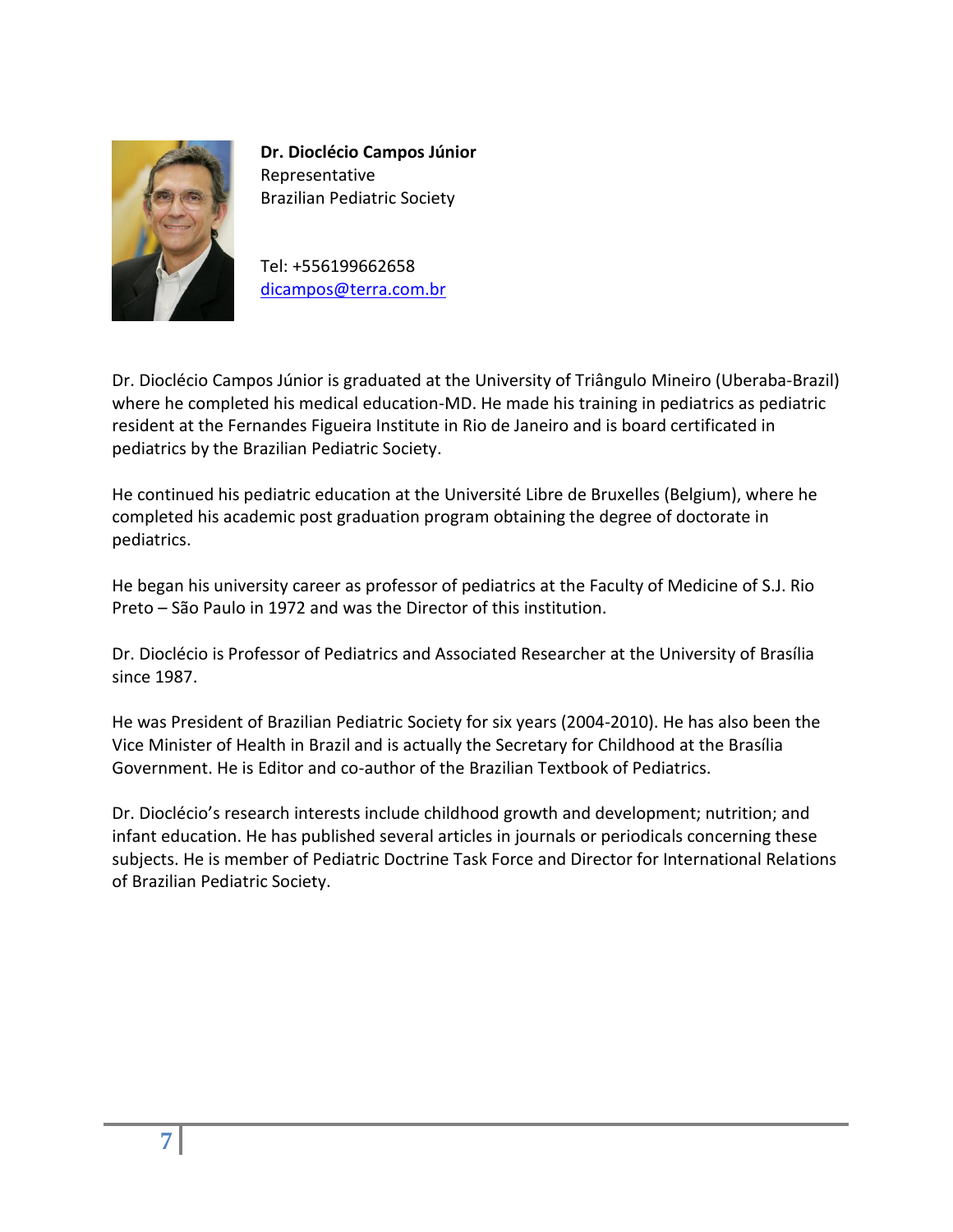**Dr. Dioclécio Campos Júnior**
Representative
Brazilian Pediatric Society

Tel: +556199662658
dicampos@terra.com.br

Dr. Dioclécio Campos Júnior is graduated at the University of Triângulo Mineiro (Uberaba-Brazil) where he completed his medical education-MD. He made his training in pediatrics as pediatric resident at the Fernandes Figueira Institute in Rio de Janeiro and is board certificated in pediatrics by the Brazilian Pediatric Society.

He continued his pediatric education at the Université Libre de Bruxelles (Belgium), where he completed his academic post graduation program obtaining the degree of doctorate in pediatrics.

He began his university career as professor of pediatrics at the Faculty of Medicine of S.J. Rio Preto – São Paulo in 1972 and was the Director of this institution.

Dr. Dioclécio is Professor of Pediatrics and Associated Researcher at the University of Brasília since 1987.

He was President of Brazilian Pediatric Society for six years (2004-2010). He has also been the Vice Minister of Health in Brazil and is actually the Secretary for Childhood at the Brasília Government. He is Editor and co-author of the Brazilian Textbook of Pediatrics.

Dr. Dioclécio's research interests include childhood growth and development; nutrition; and infant education. He has published several articles in journals or periodicals concerning these subjects. He is member of Pediatric Doctrine Task Force and Director for International Relations of Brazilian Pediatric Society.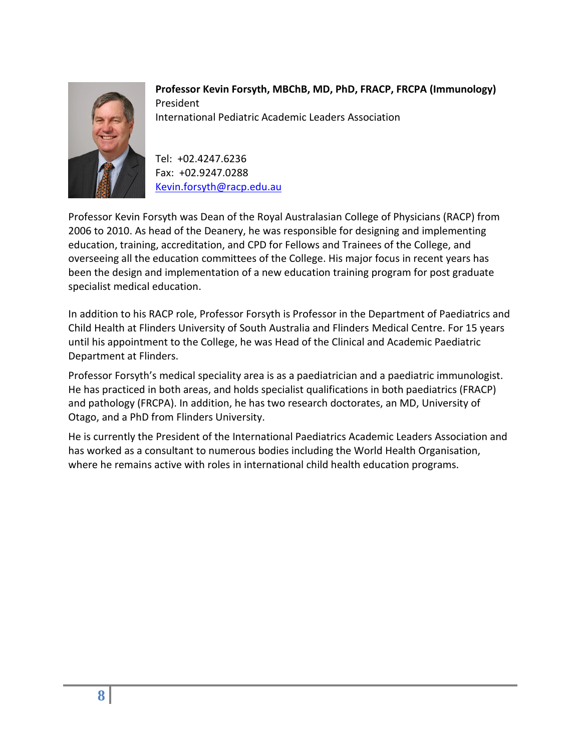**Professor Kevin Forsyth, MBChB, MD, PhD, FRACP, FRCPA (Immunology)**
President
International Pediatric Academic Leaders Association

Tel: +02.4247.6236
Fax: +02.9247.0288
Kevin.forsyth@racp.edu.au

Professor Kevin Forsyth was Dean of the Royal Australasian College of Physicians (RACP) from 2006 to 2010. As head of the Deanery, he was responsible for designing and implementing education, training, accreditation, and CPD for Fellows and Trainees of the College, and overseeing all the education committees of the College. His major focus in recent years has been the design and implementation of a new education training program for post graduate specialist medical education.

In addition to his RACP role, Professor Forsyth is Professor in the Department of Paediatrics and Child Health at Flinders University of South Australia and Flinders Medical Centre. For 15 years until his appointment to the College, he was Head of the Clinical and Academic Paediatric Department at Flinders.

Professor Forsyth's medical speciality area is as a paediatrician and a paediatric immunologist. He has practiced in both areas, and holds specialist qualifications in both paediatrics (FRACP) and pathology (FRCPA). In addition, he has two research doctorates, an MD, University of Otago, and a PhD from Flinders University.

He is currently the President of the International Paediatrics Academic Leaders Association and has worked as a consultant to numerous bodies including the World Health Organisation, where he remains active with roles in international child health education programs.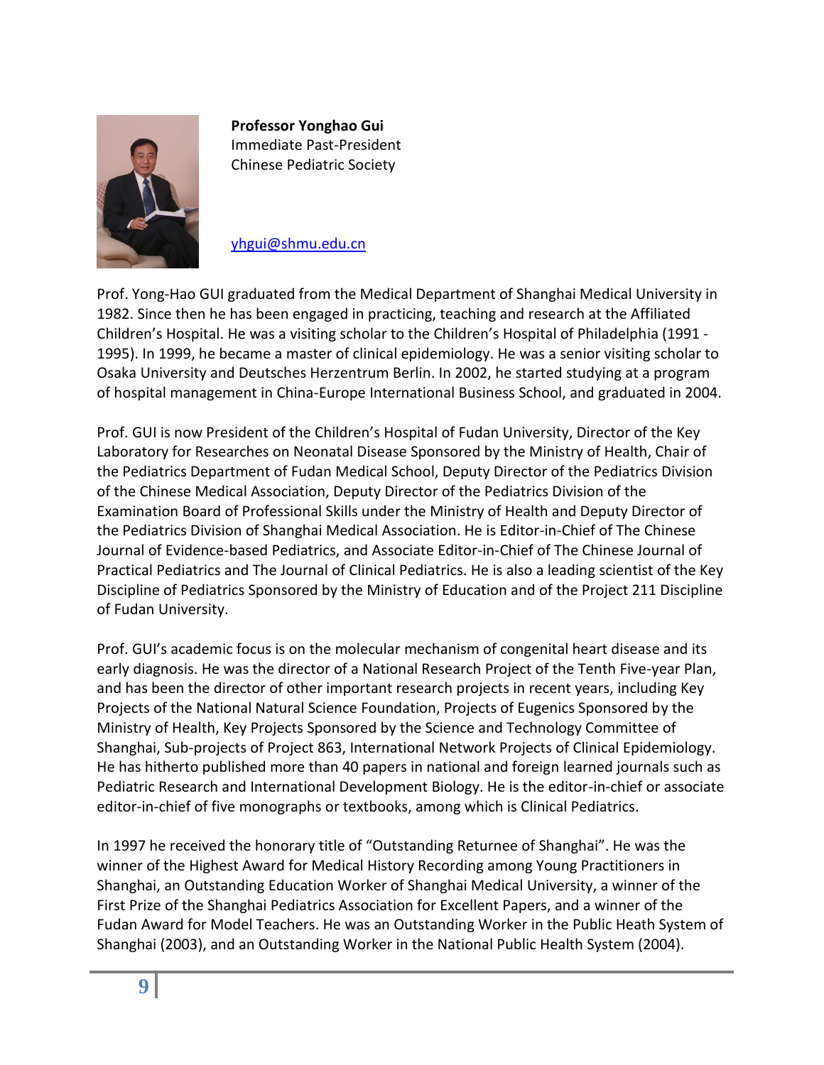**Professor Yonghao Gui**
Immediate Past-President
Chinese Pediatric Society

yhgui@shmu.edu.cn

Prof. Yong-Hao GUI graduated from the Medical Department of Shanghai Medical University in 1982. Since then he has been engaged in practicing, teaching and research at the Affiliated Children's Hospital. He was a visiting scholar to the Children's Hospital of Philadelphia (1991 - 1995). In 1999, he became a master of clinical epidemiology. He was a senior visiting scholar to Osaka University and Deutsches Herzentrum Berlin. In 2002, he started studying at a program of hospital management in China-Europe International Business School, and graduated in 2004.

Prof. GUI is now President of the Children's Hospital of Fudan University, Director of the Key Laboratory for Researches on Neonatal Disease Sponsored by the Ministry of Health, Chair of the Pediatrics Department of Fudan Medical School, Deputy Director of the Pediatrics Division of the Chinese Medical Association, Deputy Director of the Pediatrics Division of the Examination Board of Professional Skills under the Ministry of Health and Deputy Director of the Pediatrics Division of Shanghai Medical Association. He is Editor-in-Chief of The Chinese Journal of Evidence-based Pediatrics, and Associate Editor-in-Chief of The Chinese Journal of Practical Pediatrics and The Journal of Clinical Pediatrics. He is also a leading scientist of the Key Discipline of Pediatrics Sponsored by the Ministry of Education and of the Project 211 Discipline of Fudan University.

Prof. GUI's academic focus is on the molecular mechanism of congenital heart disease and its early diagnosis. He was the director of a National Research Project of the Tenth Five-year Plan, and has been the director of other important research projects in recent years, including Key Projects of the National Natural Science Foundation, Projects of Eugenics Sponsored by the Ministry of Health, Key Projects Sponsored by the Science and Technology Committee of Shanghai, Sub-projects of Project 863, International Network Projects of Clinical Epidemiology. He has hitherto published more than 40 papers in national and foreign learned journals such as Pediatric Research and International Development Biology. He is the editor-in-chief or associate editor-in-chief of five monographs or textbooks, among which is Clinical Pediatrics.

In 1997 he received the honorary title of "Outstanding Returnee of Shanghai". He was the winner of the Highest Award for Medical History Recording among Young Practitioners in Shanghai, an Outstanding Education Worker of Shanghai Medical University, a winner of the First Prize of the Shanghai Pediatrics Association for Excellent Papers, and a winner of the Fudan Award for Model Teachers. He was an Outstanding Worker in the Public Heath System of Shanghai (2003), and an Outstanding Worker in the National Public Health System (2004).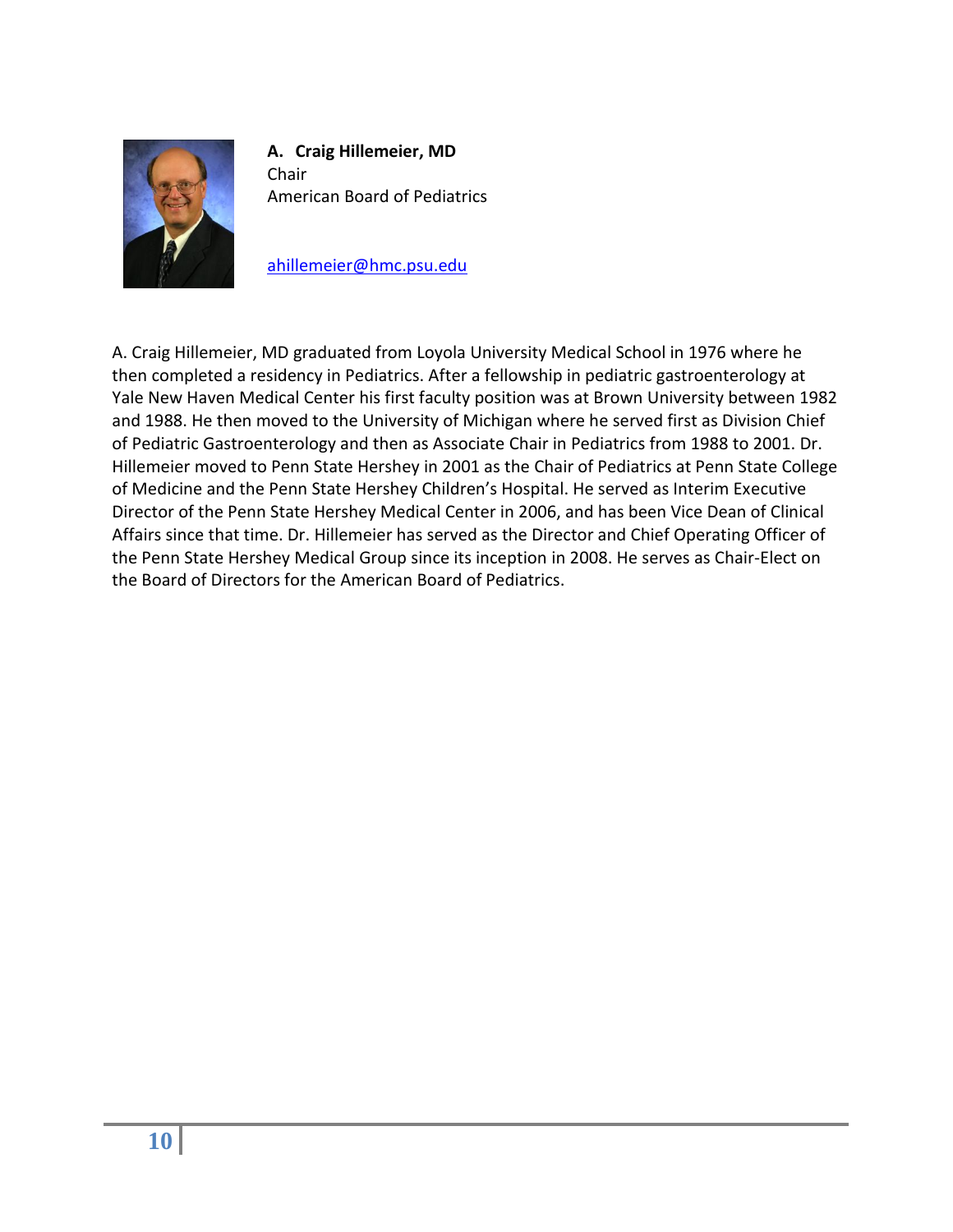**A. Craig Hillemeier, MD**
Chair
American Board of Pediatrics

ahillemeier@hmc.psu.edu

A. Craig Hillemeier, MD graduated from Loyola University Medical School in 1976 where he then completed a residency in Pediatrics. After a fellowship in pediatric gastroenterology at Yale New Haven Medical Center his first faculty position was at Brown University between 1982 and 1988. He then moved to the University of Michigan where he served first as Division Chief of Pediatric Gastroenterology and then as Associate Chair in Pediatrics from 1988 to 2001. Dr. Hillemeier moved to Penn State Hershey in 2001 as the Chair of Pediatrics at Penn State College of Medicine and the Penn State Hershey Children's Hospital. He served as Interim Executive Director of the Penn State Hershey Medical Center in 2006, and has been Vice Dean of Clinical Affairs since that time. Dr. Hillemeier has served as the Director and Chief Operating Officer of the Penn State Hershey Medical Group since its inception in 2008. He serves as Chair-Elect on the Board of Directors for the American Board of Pediatrics.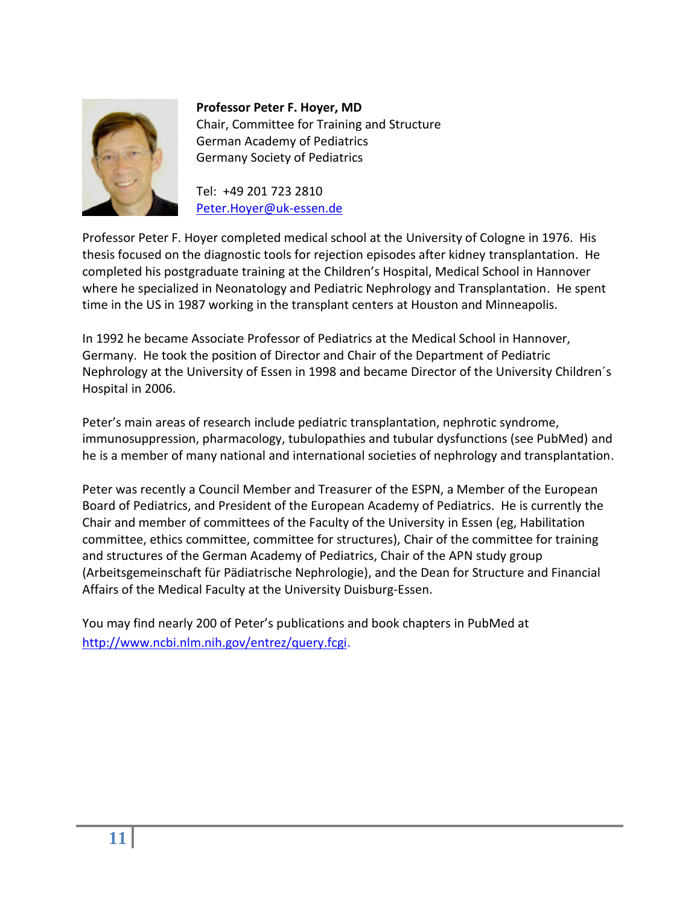**Professor Peter F. Hoyer, MD**
Chair, Committee for Training and Structure
German Academy of Pediatrics
Germany Society of Pediatrics

Tel: +49 201 723 2810
[Peter.Hoyer@uk-essen.de](mailto:Peter.Hoyer@uk-essen.de)

Professor Peter F. Hoyer completed medical school at the University of Cologne in 1976. His thesis focused on the diagnostic tools for rejection episodes after kidney transplantation. He completed his postgraduate training at the Children's Hospital, Medical School in Hannover where he specialized in Neonatology and Pediatric Nephrology and Transplantation. He spent time in the US in 1987 working in the transplant centers at Houston and Minneapolis.

In 1992 he became Associate Professor of Pediatrics at the Medical School in Hannover, Germany. He took the position of Director and Chair of the Department of Pediatric Nephrology at the University of Essen in 1998 and became Director of the University Children´s Hospital in 2006.

Peter's main areas of research include pediatric transplantation, nephrotic syndrome, immunosuppression, pharmacology, tubulopathies and tubular dysfunctions (see PubMed) and he is a member of many national and international societies of nephrology and transplantation.

Peter was recently a Council Member and Treasurer of the ESPN, a Member of the European Board of Pediatrics, and President of the European Academy of Pediatrics. He is currently the Chair and member of committees of the Faculty of the University in Essen (eg, Habilitation committee, ethics committee, committee for structures), Chair of the committee for training and structures of the German Academy of Pediatrics, Chair of the APN study group (Arbeitsgemeinschaft für Pädiatrische Nephrologie), and the Dean for Structure and Financial Affairs of the Medical Faculty at the University Duisburg-Essen.

You may find nearly 200 of Peter's publications and book chapters in PubMed at [http://www.ncbi.nlm.nih.gov/entrez/query.fcgi](http://www.ncbi.nlm.nih.gov/entrez/query.fcgi).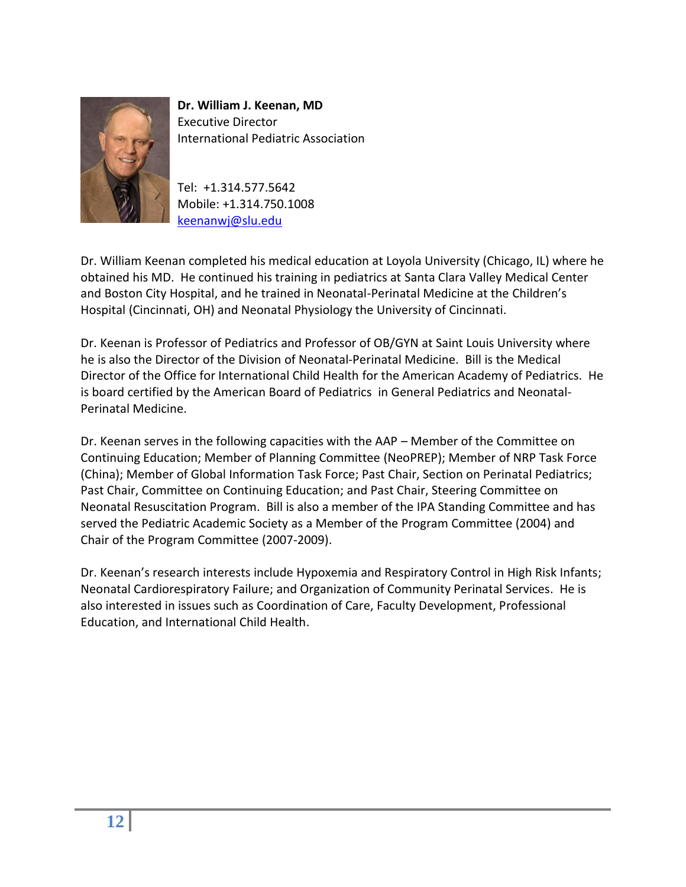**Dr. William J. Keenan, MD**
Executive Director
International Pediatric Association

Tel: +1.314.577.5642
Mobile: +1.314.750.1008
keenanwj@slu.edu

Dr. William Keenan completed his medical education at Loyola University (Chicago, IL) where he obtained his MD. He continued his training in pediatrics at Santa Clara Valley Medical Center and Boston City Hospital, and he trained in Neonatal-Perinatal Medicine at the Children's Hospital (Cincinnati, OH) and Neonatal Physiology the University of Cincinnati.

Dr. Keenan is Professor of Pediatrics and Professor of OB/GYN at Saint Louis University where he is also the Director of the Division of Neonatal-Perinatal Medicine. Bill is the Medical Director of the Office for International Child Health for the American Academy of Pediatrics. He is board certified by the American Board of Pediatrics in General Pediatrics and Neonatal-Perinatal Medicine.

Dr. Keenan serves in the following capacities with the AAP – Member of the Committee on Continuing Education; Member of Planning Committee (NeoPREP); Member of NRP Task Force (China); Member of Global Information Task Force; Past Chair, Section on Perinatal Pediatrics; Past Chair, Committee on Continuing Education; and Past Chair, Steering Committee on Neonatal Resuscitation Program. Bill is also a member of the IPA Standing Committee and has served the Pediatric Academic Society as a Member of the Program Committee (2004) and Chair of the Program Committee (2007-2009).

Dr. Keenan's research interests include Hypoxemia and Respiratory Control in High Risk Infants; Neonatal Cardiorespiratory Failure; and Organization of Community Perinatal Services. He is also interested in issues such as Coordination of Care, Faculty Development, Professional Education, and International Child Health.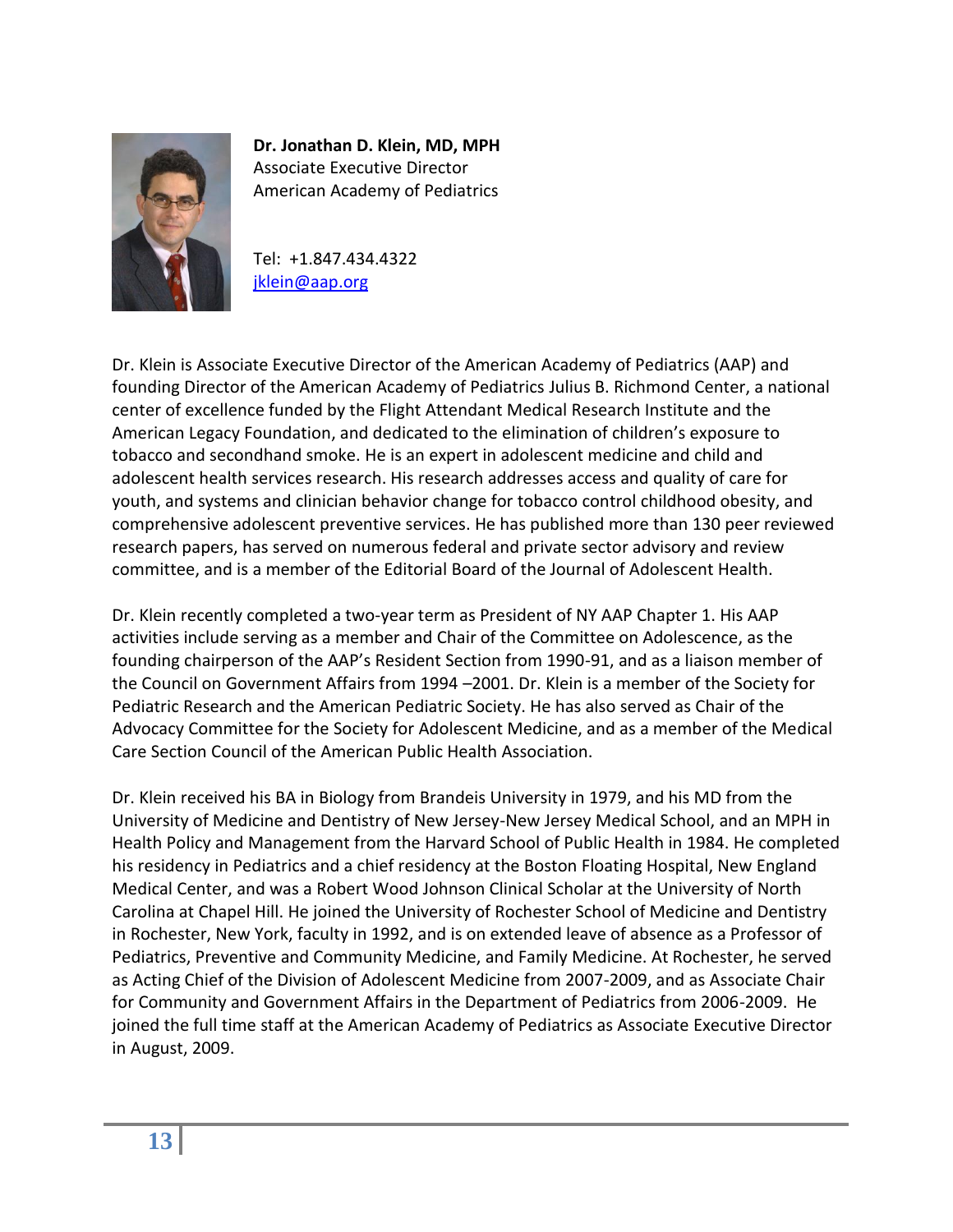**Dr. Jonathan D. Klein, MD, MPH**
Associate Executive Director
American Academy of Pediatrics

Tel: +1.847.434.4322
jklein@aap.org

Dr. Klein is Associate Executive Director of the American Academy of Pediatrics (AAP) and founding Director of the American Academy of Pediatrics Julius B. Richmond Center, a national center of excellence funded by the Flight Attendant Medical Research Institute and the American Legacy Foundation, and dedicated to the elimination of children's exposure to tobacco and secondhand smoke. He is an expert in adolescent medicine and child and adolescent health services research. His research addresses access and quality of care for youth, and systems and clinician behavior change for tobacco control childhood obesity, and comprehensive adolescent preventive services. He has published more than 130 peer reviewed research papers, has served on numerous federal and private sector advisory and review committee, and is a member of the Editorial Board of the Journal of Adolescent Health.

Dr. Klein recently completed a two-year term as President of NY AAP Chapter 1. His AAP activities include serving as a member and Chair of the Committee on Adolescence, as the founding chairperson of the AAP's Resident Section from 1990-91, and as a liaison member of the Council on Government Affairs from 1994 –2001. Dr. Klein is a member of the Society for Pediatric Research and the American Pediatric Society. He has also served as Chair of the Advocacy Committee for the Society for Adolescent Medicine, and as a member of the Medical Care Section Council of the American Public Health Association.

Dr. Klein received his BA in Biology from Brandeis University in 1979, and his MD from the University of Medicine and Dentistry of New Jersey-New Jersey Medical School, and an MPH in Health Policy and Management from the Harvard School of Public Health in 1984. He completed his residency in Pediatrics and a chief residency at the Boston Floating Hospital, New England Medical Center, and was a Robert Wood Johnson Clinical Scholar at the University of North Carolina at Chapel Hill. He joined the University of Rochester School of Medicine and Dentistry in Rochester, New York, faculty in 1992, and is on extended leave of absence as a Professor of Pediatrics, Preventive and Community Medicine, and Family Medicine. At Rochester, he served as Acting Chief of the Division of Adolescent Medicine from 2007-2009, and as Associate Chair for Community and Government Affairs in the Department of Pediatrics from 2006-2009. He joined the full time staff at the American Academy of Pediatrics as Associate Executive Director in August, 2009.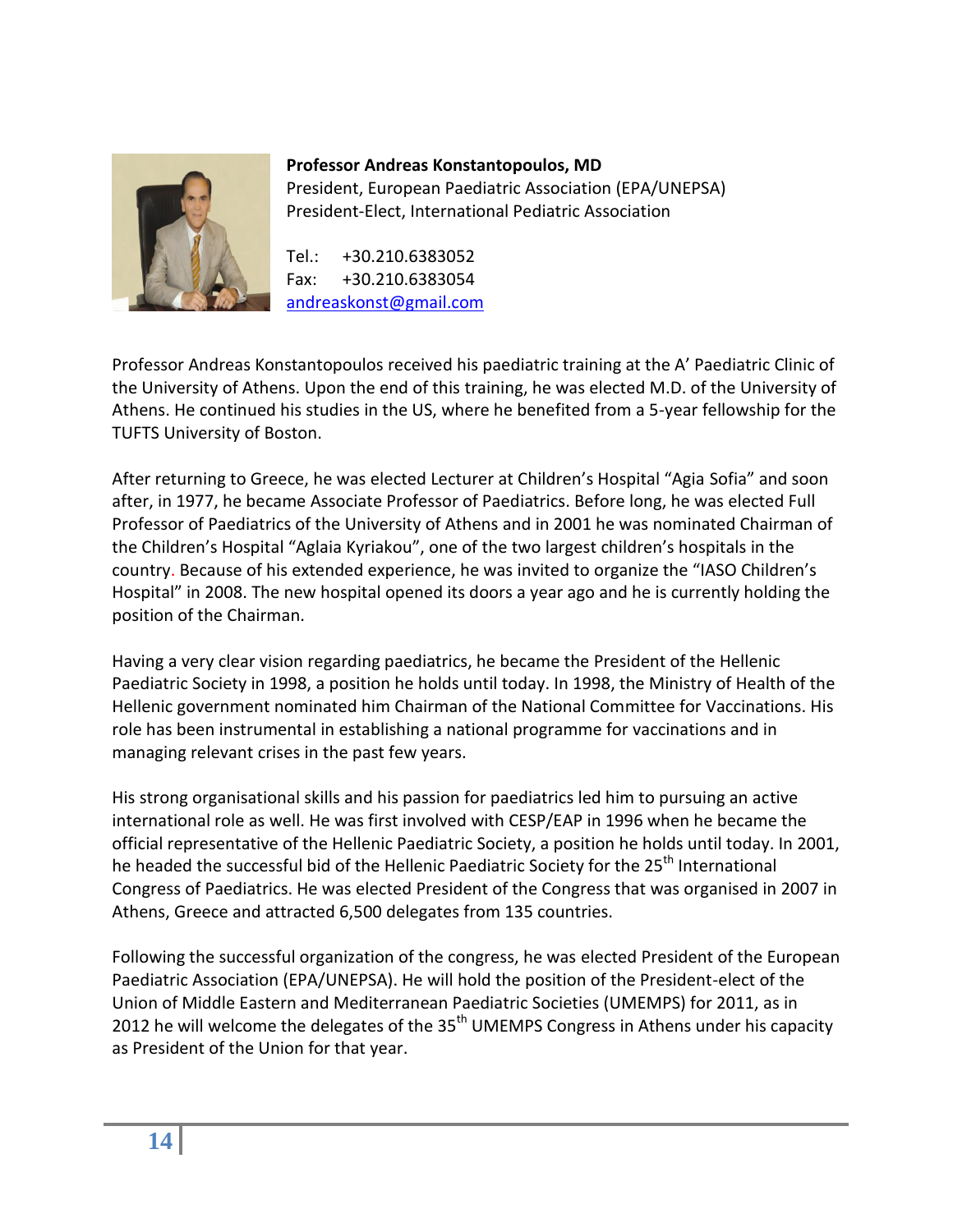**Professor Andreas Konstantopoulos, MD**
President, European Paediatric Association (EPA/UNEPSA)
President-Elect, International Pediatric Association

Tel.: +30.210.6383052
Fax: +30.210.6383054
andreaskonst@gmail.com

Professor Andreas Konstantopoulos received his paediatric training at the A' Paediatric Clinic of the University of Athens. Upon the end of this training, he was elected M.D. of the University of Athens. He continued his studies in the US, where he benefited from a 5-year fellowship for the TUFTS University of Boston.

After returning to Greece, he was elected Lecturer at Children's Hospital "Agia Sofia" and soon after, in 1977, he became Associate Professor of Paediatrics. Before long, he was elected Full Professor of Paediatrics of the University of Athens and in 2001 he was nominated Chairman of the Children's Hospital "Aglaia Kyriakou", one of the two largest children's hospitals in the country. Because of his extended experience, he was invited to organize the "IASO Children's Hospital" in 2008. The new hospital opened its doors a year ago and he is currently holding the position of the Chairman.

Having a very clear vision regarding paediatrics, he became the President of the Hellenic Paediatric Society in 1998, a position he holds until today. In 1998, the Ministry of Health of the Hellenic government nominated him Chairman of the National Committee for Vaccinations. His role has been instrumental in establishing a national programme for vaccinations and in managing relevant crises in the past few years.

His strong organisational skills and his passion for paediatrics led him to pursuing an active international role as well. He was first involved with CESP/EAP in 1996 when he became the official representative of the Hellenic Paediatric Society, a position he holds until today. In 2001, he headed the successful bid of the Hellenic Paediatric Society for the 25th International Congress of Paediatrics. He was elected President of the Congress that was organised in 2007 in Athens, Greece and attracted 6,500 delegates from 135 countries.

Following the successful organization of the congress, he was elected President of the European Paediatric Association (EPA/UNEPSA). He will hold the position of the President-elect of the Union of Middle Eastern and Mediterranean Paediatric Societies (UMEMPS) for 2011, as in 2012 he will welcome the delegates of the 35th UMEMPS Congress in Athens under his capacity as President of the Union for that year.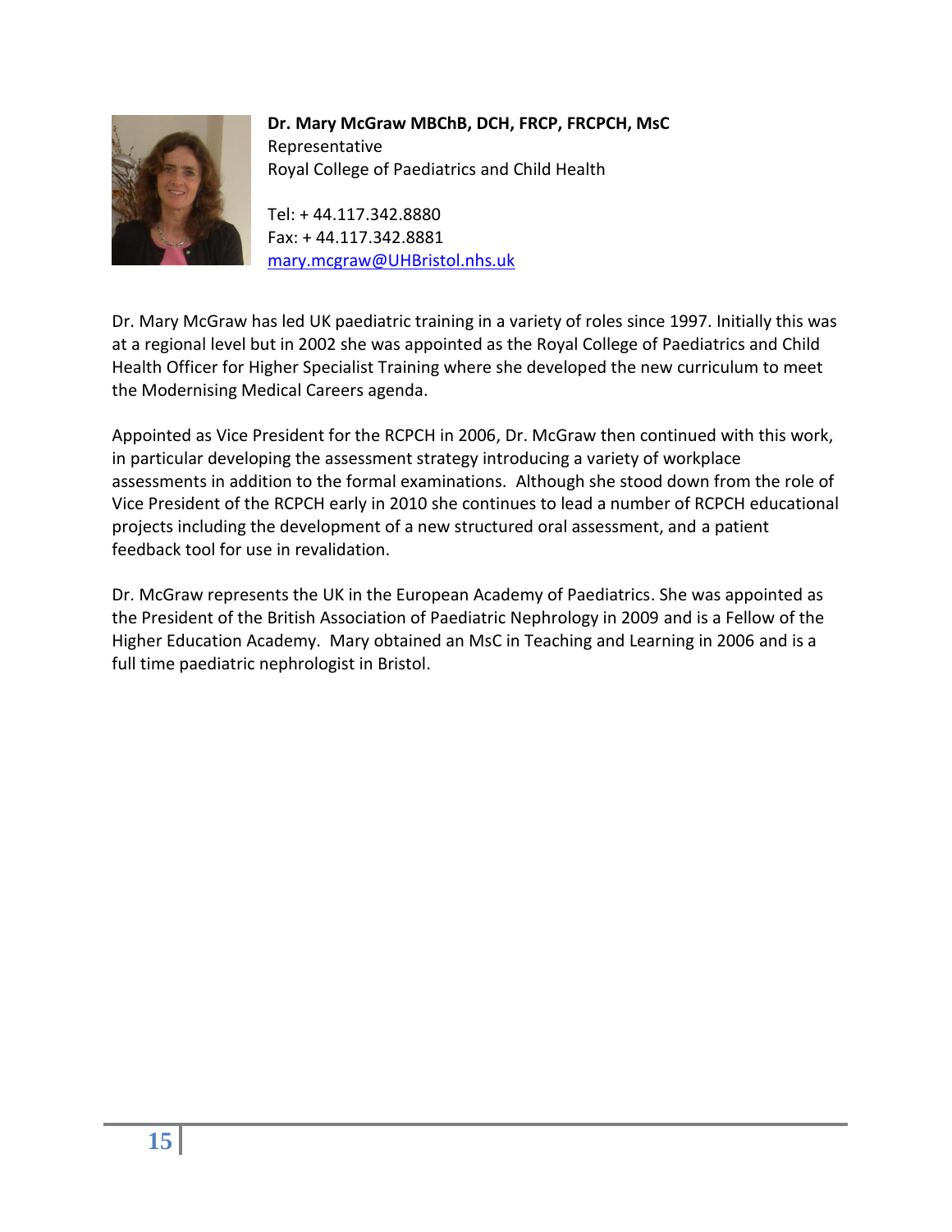**Dr. Mary McGraw MBChB, DCH, FRCP, FRCPCH, MsC**
Representative
Royal College of Paediatrics and Child Health

Tel: + 44.117.342.8880
Fax: + 44.117.342.8881
mary.mcgraw@UHBristol.nhs.uk

Dr. Mary McGraw has led UK paediatric training in a variety of roles since 1997. Initially this was at a regional level but in 2002 she was appointed as the Royal College of Paediatrics and Child Health Officer for Higher Specialist Training where she developed the new curriculum to meet the Modernising Medical Careers agenda.

Appointed as Vice President for the RCPCH in 2006, Dr. McGraw then continued with this work, in particular developing the assessment strategy introducing a variety of workplace assessments in addition to the formal examinations. Although she stood down from the role of Vice President of the RCPCH early in 2010 she continues to lead a number of RCPCH educational projects including the development of a new structured oral assessment, and a patient feedback tool for use in revalidation.

Dr. McGraw represents the UK in the European Academy of Paediatrics. She was appointed as the President of the British Association of Paediatric Nephrology in 2009 and is a Fellow of the Higher Education Academy. Mary obtained an MsC in Teaching and Learning in 2006 and is a full time paediatric nephrologist in Bristol.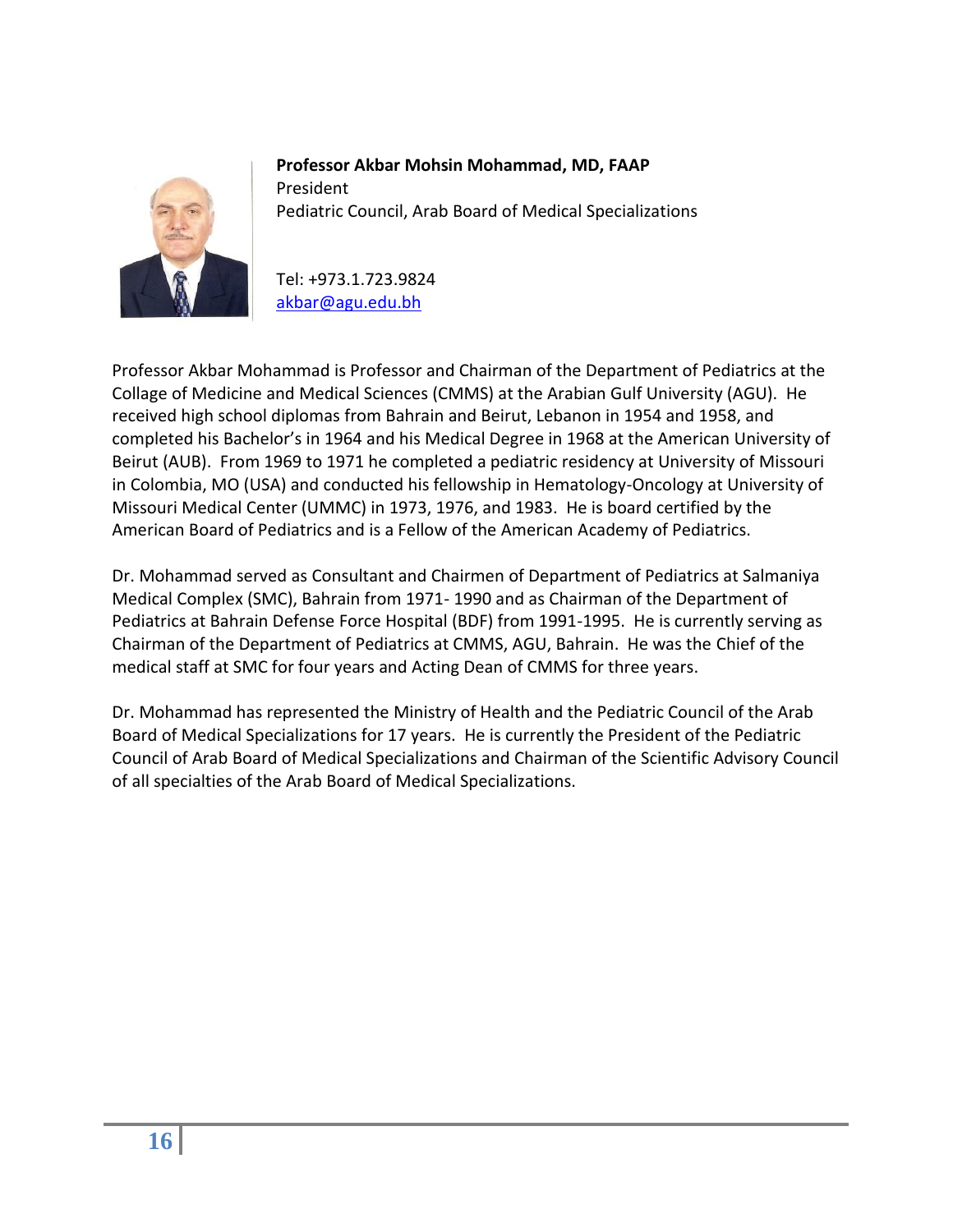**Professor Akbar Mohsin Mohammad, MD, FAAP**
President
Pediatric Council, Arab Board of Medical Specializations

Tel: +973.1.723.9824
akbar@agu.edu.bh

Professor Akbar Mohammad is Professor and Chairman of the Department of Pediatrics at the Collage of Medicine and Medical Sciences (CMMS) at the Arabian Gulf University (AGU). He received high school diplomas from Bahrain and Beirut, Lebanon in 1954 and 1958, and completed his Bachelor's in 1964 and his Medical Degree in 1968 at the American University of Beirut (AUB). From 1969 to 1971 he completed a pediatric residency at University of Missouri in Colombia, MO (USA) and conducted his fellowship in Hematology-Oncology at University of Missouri Medical Center (UMMC) in 1973, 1976, and 1983. He is board certified by the American Board of Pediatrics and is a Fellow of the American Academy of Pediatrics.

Dr. Mohammad served as Consultant and Chairmen of Department of Pediatrics at Salmaniya Medical Complex (SMC), Bahrain from 1971- 1990 and as Chairman of the Department of Pediatrics at Bahrain Defense Force Hospital (BDF) from 1991-1995. He is currently serving as Chairman of the Department of Pediatrics at CMMS, AGU, Bahrain. He was the Chief of the medical staff at SMC for four years and Acting Dean of CMMS for three years.

Dr. Mohammad has represented the Ministry of Health and the Pediatric Council of the Arab Board of Medical Specializations for 17 years. He is currently the President of the Pediatric Council of Arab Board of Medical Specializations and Chairman of the Scientific Advisory Council of all specialties of the Arab Board of Medical Specializations.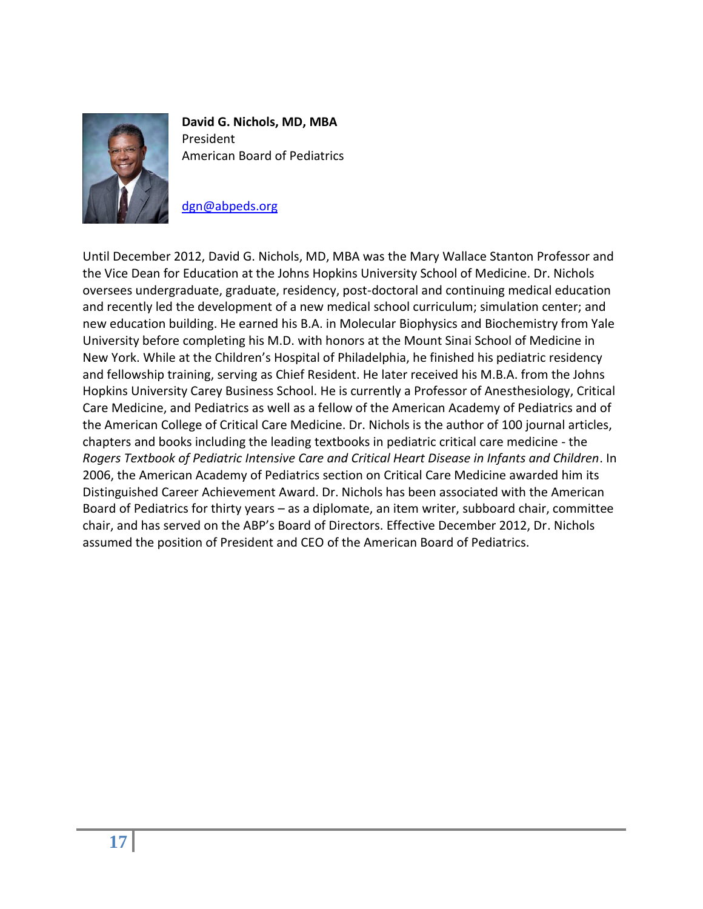**David G. Nichols, MD, MBA**
President
American Board of Pediatrics

dgn@abpeds.org

Until December 2012, David G. Nichols, MD, MBA was the Mary Wallace Stanton Professor and the Vice Dean for Education at the Johns Hopkins University School of Medicine. Dr. Nichols oversees undergraduate, graduate, residency, post-doctoral and continuing medical education and recently led the development of a new medical school curriculum; simulation center; and new education building. He earned his B.A. in Molecular Biophysics and Biochemistry from Yale University before completing his M.D. with honors at the Mount Sinai School of Medicine in New York. While at the Children's Hospital of Philadelphia, he finished his pediatric residency and fellowship training, serving as Chief Resident. He later received his M.B.A. from the Johns Hopkins University Carey Business School. He is currently a Professor of Anesthesiology, Critical Care Medicine, and Pediatrics as well as a fellow of the American Academy of Pediatrics and of the American College of Critical Care Medicine. Dr. Nichols is the author of 100 journal articles, chapters and books including the leading textbooks in pediatric critical care medicine - the *Rogers Textbook of Pediatric Intensive Care and Critical Heart Disease in Infants and Children*. In 2006, the American Academy of Pediatrics section on Critical Care Medicine awarded him its Distinguished Career Achievement Award. Dr. Nichols has been associated with the American Board of Pediatrics for thirty years – as a diplomate, an item writer, subboard chair, committee chair, and has served on the ABP's Board of Directors. Effective December 2012, Dr. Nichols assumed the position of President and CEO of the American Board of Pediatrics.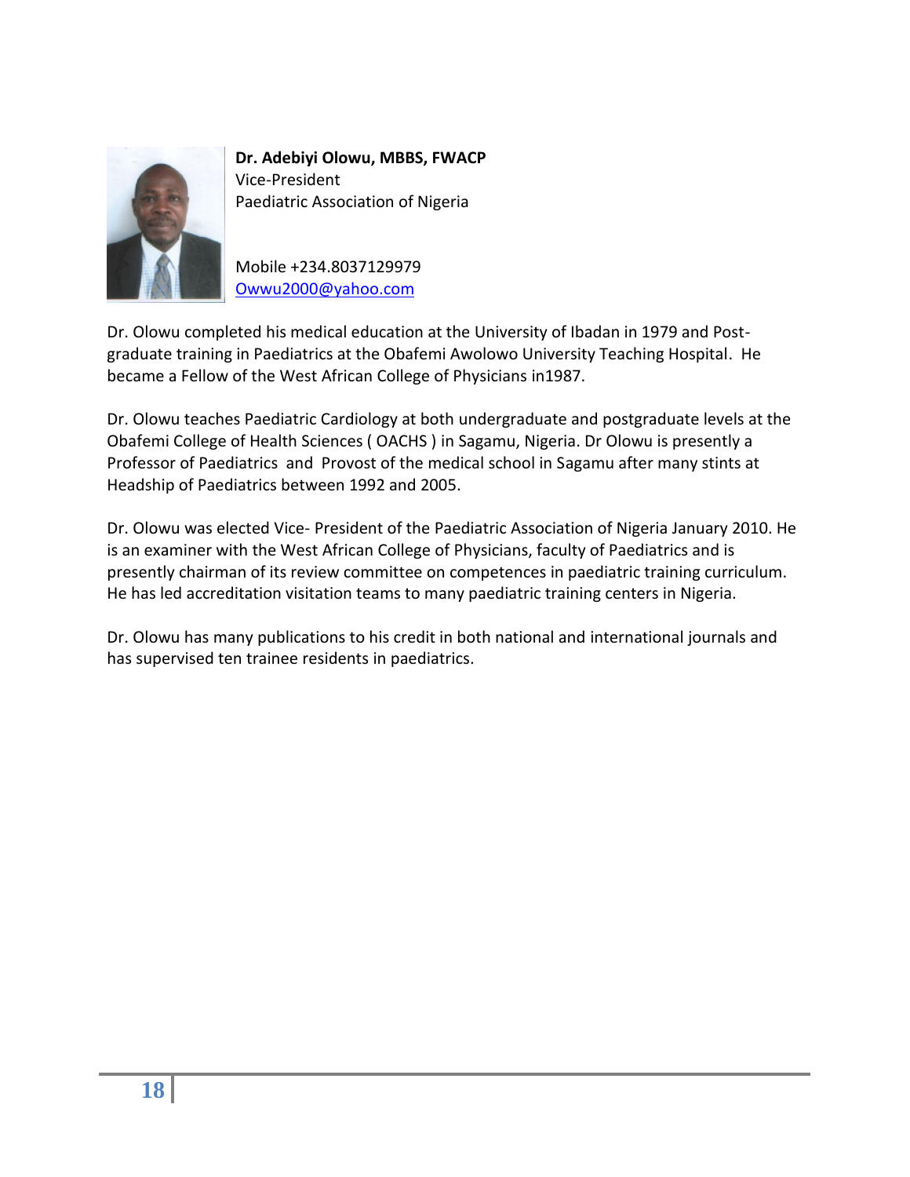**Dr. Adebiyi Olowu, MBBS, FWACP**
Vice-President
Paediatric Association of Nigeria

Mobile +234.8037129979
[Owwu2000@yahoo.com](mailto:Owwu2000@yahoo.com)

Dr. Olowu completed his medical education at the University of Ibadan in 1979 and Post-graduate training in Paediatrics at the Obafemi Awolowo University Teaching Hospital. He became a Fellow of the West African College of Physicians in1987.

Dr. Olowu teaches Paediatric Cardiology at both undergraduate and postgraduate levels at the Obafemi College of Health Sciences ( OACHS ) in Sagamu, Nigeria. Dr Olowu is presently a Professor of Paediatrics and Provost of the medical school in Sagamu after many stints at Headship of Paediatrics between 1992 and 2005.

Dr. Olowu was elected Vice- President of the Paediatric Association of Nigeria January 2010. He is an examiner with the West African College of Physicians, faculty of Paediatrics and is presently chairman of its review committee on competences in paediatric training curriculum. He has led accreditation visitation teams to many paediatric training centers in Nigeria.

Dr. Olowu has many publications to his credit in both national and international journals and has supervised ten trainee residents in paediatrics.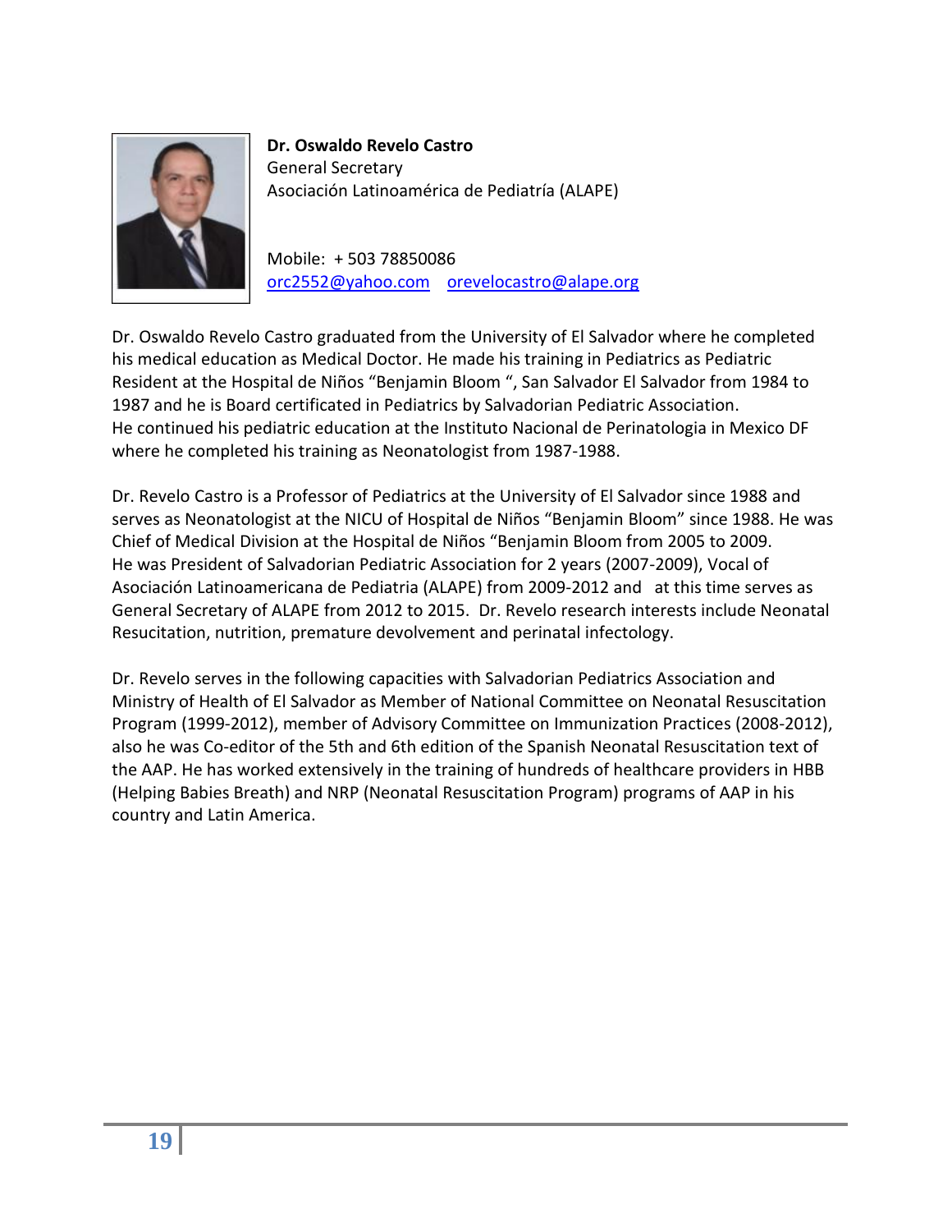**Dr. Oswaldo Revelo Castro**
General Secretary
Asociación Latinoamérica de Pediatría (ALAPE)

Mobile: + 503 78850086
orc2552@yahoo.com orevelocastro@alape.org

Dr. Oswaldo Revelo Castro graduated from the University of El Salvador where he completed his medical education as Medical Doctor. He made his training in Pediatrics as Pediatric Resident at the Hospital de Niños "Benjamin Bloom ", San Salvador El Salvador from 1984 to 1987 and he is Board certificated in Pediatrics by Salvadorian Pediatric Association. He continued his pediatric education at the Instituto Nacional de Perinatologia in Mexico DF where he completed his training as Neonatologist from 1987-1988.

Dr. Revelo Castro is a Professor of Pediatrics at the University of El Salvador since 1988 and serves as Neonatologist at the NICU of Hospital de Niños "Benjamin Bloom" since 1988. He was Chief of Medical Division at the Hospital de Niños "Benjamin Bloom from 2005 to 2009. He was President of Salvadorian Pediatric Association for 2 years (2007-2009), Vocal of Asociación Latinoamericana de Pediatria (ALAPE) from 2009-2012 and at this time serves as General Secretary of ALAPE from 2012 to 2015. Dr. Revelo research interests include Neonatal Resucitation, nutrition, premature devolvement and perinatal infectology.

Dr. Revelo serves in the following capacities with Salvadorian Pediatrics Association and Ministry of Health of El Salvador as Member of National Committee on Neonatal Resuscitation Program (1999-2012), member of Advisory Committee on Immunization Practices (2008-2012), also he was Co-editor of the 5th and 6th edition of the Spanish Neonatal Resuscitation text of the AAP. He has worked extensively in the training of hundreds of healthcare providers in HBB (Helping Babies Breath) and NRP (Neonatal Resuscitation Program) programs of AAP in his country and Latin America.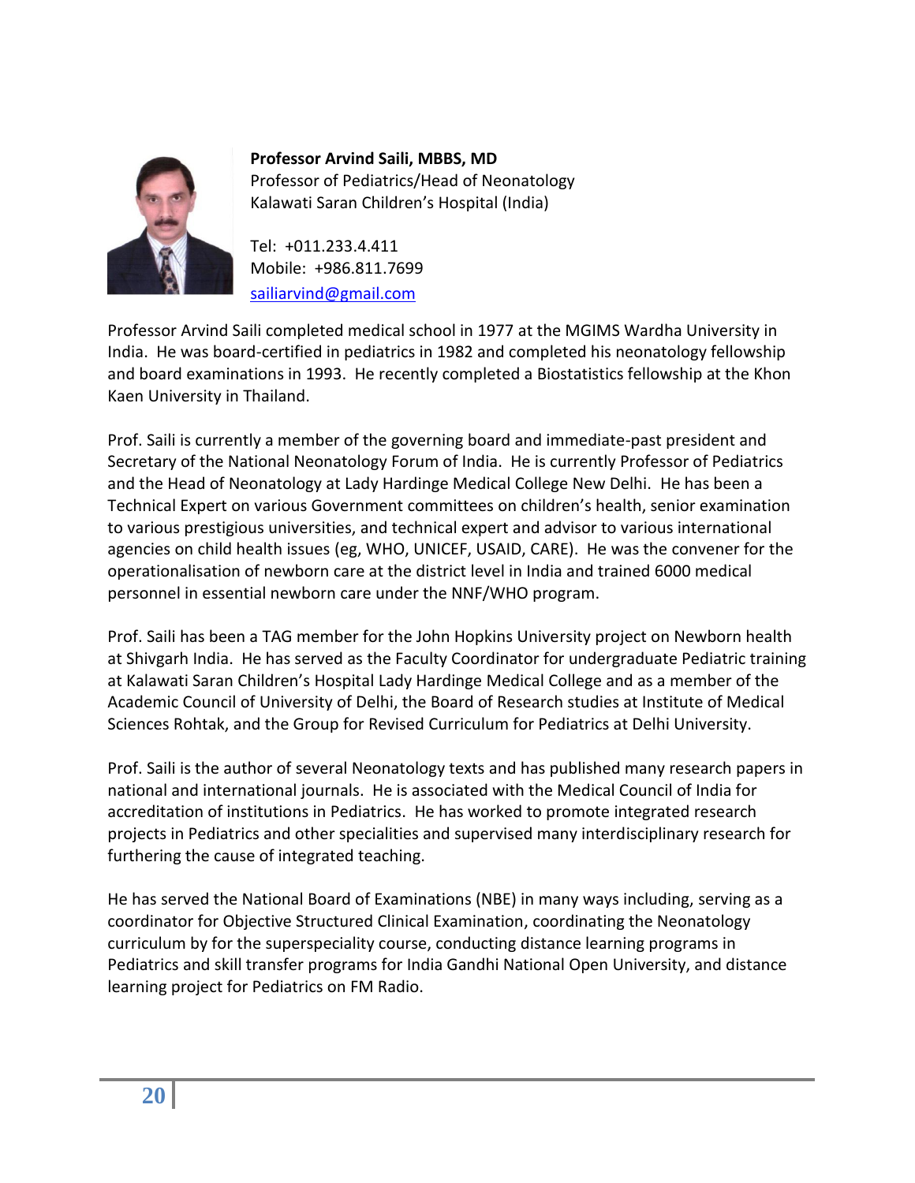**Professor Arvind Saili, MBBS, MD**
Professor of Pediatrics/Head of Neonatology
Kalawati Saran Children's Hospital (India)

Tel: +011.233.4.411
Mobile: +986.811.7699
[sailiarvind@gmail.com](mailto:sailiarvind@gmail.com)

Professor Arvind Saili completed medical school in 1977 at the MGIMS Wardha University in India. He was board-certified in pediatrics in 1982 and completed his neonatology fellowship and board examinations in 1993. He recently completed a Biostatistics fellowship at the Khon Kaen University in Thailand.

Prof. Saili is currently a member of the governing board and immediate-past president and Secretary of the National Neonatology Forum of India. He is currently Professor of Pediatrics and the Head of Neonatology at Lady Hardinge Medical College New Delhi. He has been a Technical Expert on various Government committees on children's health, senior examination to various prestigious universities, and technical expert and advisor to various international agencies on child health issues (eg, WHO, UNICEF, USAID, CARE). He was the convener for the operationalisation of newborn care at the district level in India and trained 6000 medical personnel in essential newborn care under the NNF/WHO program.

Prof. Saili has been a TAG member for the John Hopkins University project on Newborn health at Shivgarh India. He has served as the Faculty Coordinator for undergraduate Pediatric training at Kalawati Saran Children's Hospital Lady Hardinge Medical College and as a member of the Academic Council of University of Delhi, the Board of Research studies at Institute of Medical Sciences Rohtak, and the Group for Revised Curriculum for Pediatrics at Delhi University.

Prof. Saili is the author of several Neonatology texts and has published many research papers in national and international journals. He is associated with the Medical Council of India for accreditation of institutions in Pediatrics. He has worked to promote integrated research projects in Pediatrics and other specialities and supervised many interdisciplinary research for furthering the cause of integrated teaching.

He has served the National Board of Examinations (NBE) in many ways including, serving as a coordinator for Objective Structured Clinical Examination, coordinating the Neonatology curriculum by for the superspeciality course, conducting distance learning programs in Pediatrics and skill transfer programs for India Gandhi National Open University, and distance learning project for Pediatrics on FM Radio.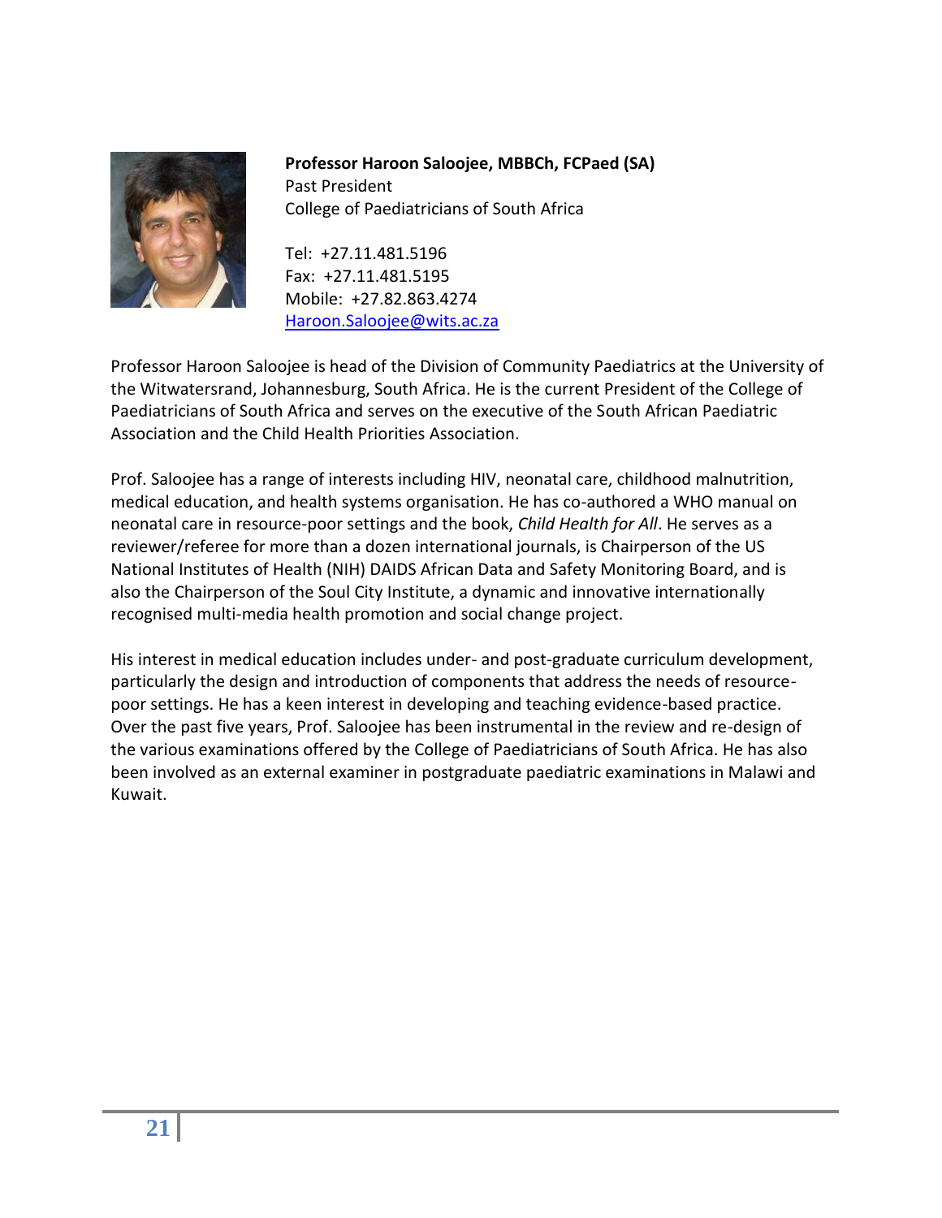**Professor Haroon Saloojee, MBBCh, FCPaed (SA)**
Past President
College of Paediatricians of South Africa

Tel: +27.11.481.5196
Fax: +27.11.481.5195
Mobile: +27.82.863.4274
Haroon.Saloojee@wits.ac.za

Professor Haroon Saloojee is head of the Division of Community Paediatrics at the University of the Witwatersrand, Johannesburg, South Africa. He is the current President of the College of Paediatricians of South Africa and serves on the executive of the South African Paediatric Association and the Child Health Priorities Association.

Prof. Saloojee has a range of interests including HIV, neonatal care, childhood malnutrition, medical education, and health systems organisation. He has co-authored a WHO manual on neonatal care in resource-poor settings and the book, *Child Health for All*. He serves as a reviewer/referee for more than a dozen international journals, is Chairperson of the US National Institutes of Health (NIH) DAIDS African Data and Safety Monitoring Board, and is also the Chairperson of the Soul City Institute, a dynamic and innovative internationally recognised multi-media health promotion and social change project.

His interest in medical education includes under- and post-graduate curriculum development, particularly the design and introduction of components that address the needs of resource-poor settings. He has a keen interest in developing and teaching evidence-based practice. Over the past five years, Prof. Saloojee has been instrumental in the review and re-design of the various examinations offered by the College of Paediatricians of South Africa. He has also been involved as an external examiner in postgraduate paediatric examinations in Malawi and Kuwait.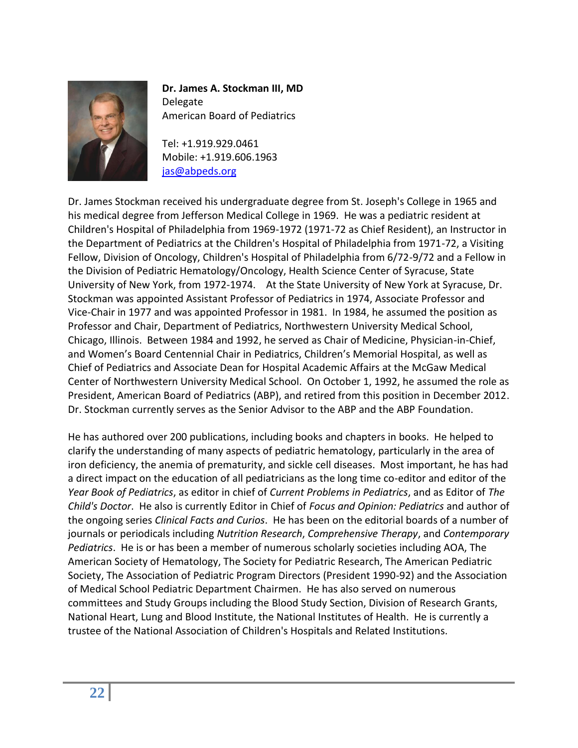**Dr. James A. Stockman III, MD**
Delegate
American Board of Pediatrics

Tel: +1.919.929.0461
Mobile: +1.919.606.1963
jas@abpeds.org

Dr. James Stockman received his undergraduate degree from St. Joseph's College in 1965 and his medical degree from Jefferson Medical College in 1969. He was a pediatric resident at Children's Hospital of Philadelphia from 1969-1972 (1971-72 as Chief Resident), an Instructor in the Department of Pediatrics at the Children's Hospital of Philadelphia from 1971-72, a Visiting Fellow, Division of Oncology, Children's Hospital of Philadelphia from 6/72-9/72 and a Fellow in the Division of Pediatric Hematology/Oncology, Health Science Center of Syracuse, State University of New York, from 1972-1974. At the State University of New York at Syracuse, Dr. Stockman was appointed Assistant Professor of Pediatrics in 1974, Associate Professor and Vice-Chair in 1977 and was appointed Professor in 1981. In 1984, he assumed the position as Professor and Chair, Department of Pediatrics, Northwestern University Medical School, Chicago, Illinois. Between 1984 and 1992, he served as Chair of Medicine, Physician-in-Chief, and Women's Board Centennial Chair in Pediatrics, Children's Memorial Hospital, as well as Chief of Pediatrics and Associate Dean for Hospital Academic Affairs at the McGaw Medical Center of Northwestern University Medical School. On October 1, 1992, he assumed the role as President, American Board of Pediatrics (ABP), and retired from this position in December 2012. Dr. Stockman currently serves as the Senior Advisor to the ABP and the ABP Foundation.

He has authored over 200 publications, including books and chapters in books. He helped to clarify the understanding of many aspects of pediatric hematology, particularly in the area of iron deficiency, the anemia of prematurity, and sickle cell diseases. Most important, he has had a direct impact on the education of all pediatricians as the long time co-editor and editor of the *Year Book of Pediatrics*, as editor in chief of *Current Problems in Pediatrics*, and as Editor of *The Child's Doctor*. He also is currently Editor in Chief of *Focus and Opinion: Pediatrics* and author of the ongoing series *Clinical Facts and Curios*. He has been on the editorial boards of a number of journals or periodicals including *Nutrition Research*, *Comprehensive Therapy*, and *Contemporary Pediatrics*. He is or has been a member of numerous scholarly societies including AOA, The American Society of Hematology, The Society for Pediatric Research, The American Pediatric Society, The Association of Pediatric Program Directors (President 1990-92) and the Association of Medical School Pediatric Department Chairmen. He has also served on numerous committees and Study Groups including the Blood Study Section, Division of Research Grants, National Heart, Lung and Blood Institute, the National Institutes of Health. He is currently a trustee of the National Association of Children's Hospitals and Related Institutions.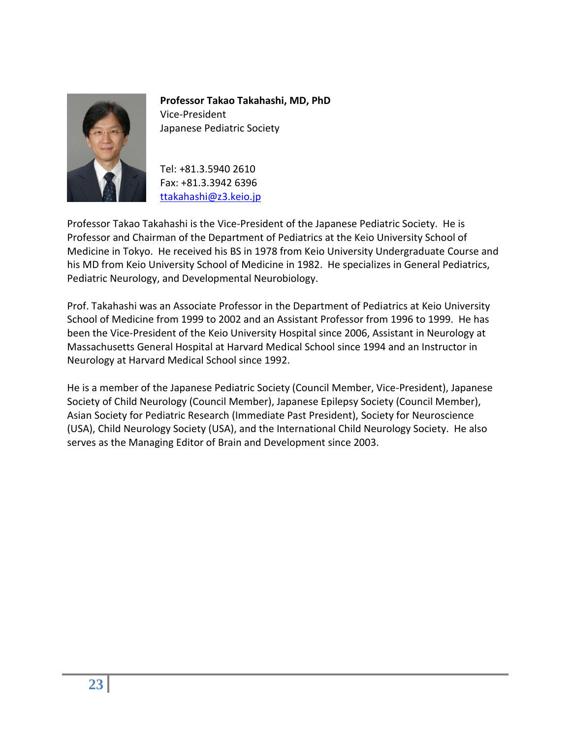**Professor Takao Takahashi, MD, PhD**
Vice-President
Japanese Pediatric Society

Tel: +81.3.5940 2610
Fax: +81.3.3942 6396
ttakahashi@z3.keio.jp

Professor Takao Takahashi is the Vice-President of the Japanese Pediatric Society. He is Professor and Chairman of the Department of Pediatrics at the Keio University School of Medicine in Tokyo. He received his BS in 1978 from Keio University Undergraduate Course and his MD from Keio University School of Medicine in 1982. He specializes in General Pediatrics, Pediatric Neurology, and Developmental Neurobiology.

Prof. Takahashi was an Associate Professor in the Department of Pediatrics at Keio University School of Medicine from 1999 to 2002 and an Assistant Professor from 1996 to 1999. He has been the Vice-President of the Keio University Hospital since 2006, Assistant in Neurology at Massachusetts General Hospital at Harvard Medical School since 1994 and an Instructor in Neurology at Harvard Medical School since 1992.

He is a member of the Japanese Pediatric Society (Council Member, Vice-President), Japanese Society of Child Neurology (Council Member), Japanese Epilepsy Society (Council Member), Asian Society for Pediatric Research (Immediate Past President), Society for Neuroscience (USA), Child Neurology Society (USA), and the International Child Neurology Society. He also serves as the Managing Editor of Brain and Development since 2003.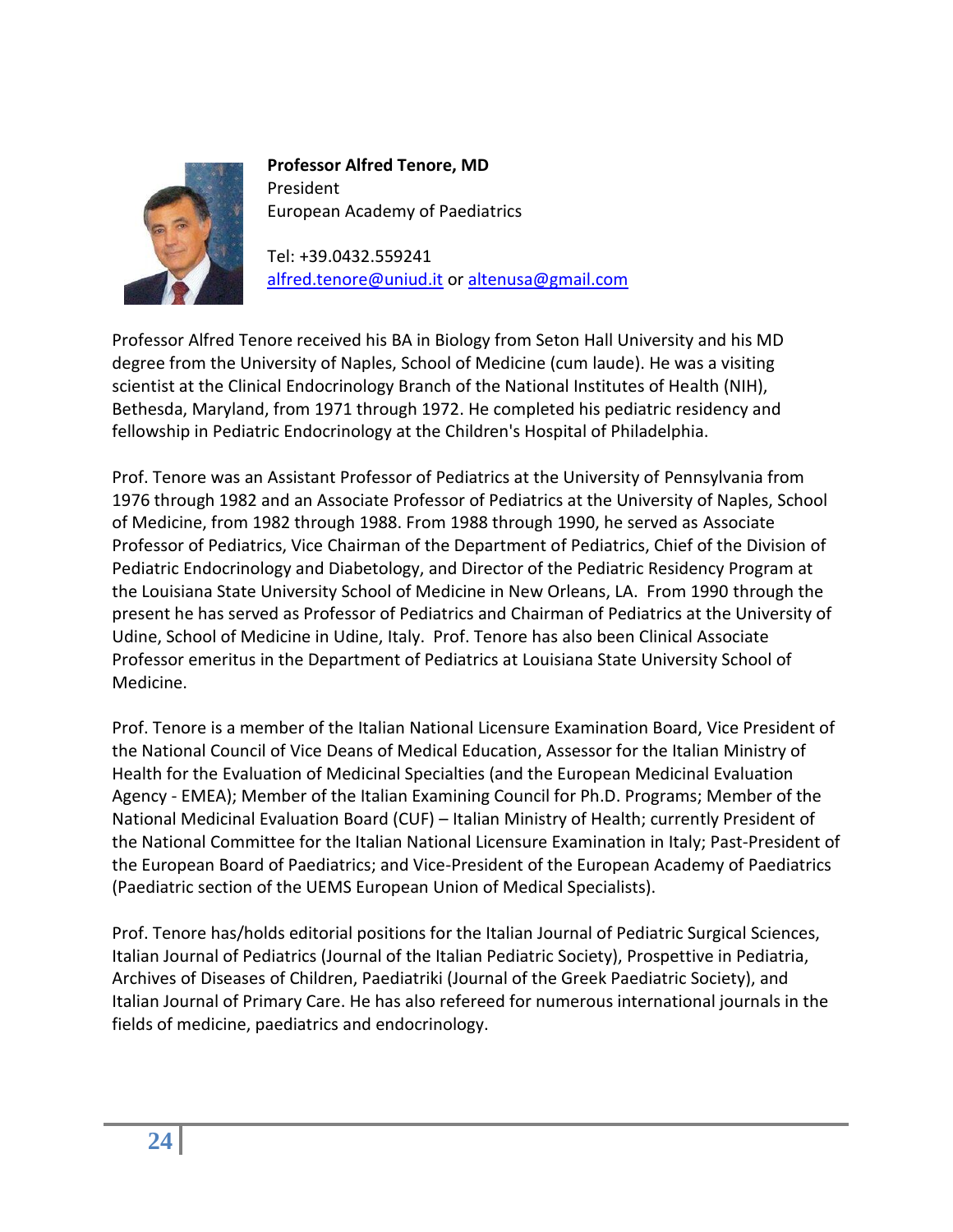**Professor Alfred Tenore, MD**
President
European Academy of Paediatrics

Tel: +39.0432.559241
alfred.tenore@uniud.it or altenusa@gmail.com

Professor Alfred Tenore received his BA in Biology from Seton Hall University and his MD degree from the University of Naples, School of Medicine (cum laude). He was a visiting scientist at the Clinical Endocrinology Branch of the National Institutes of Health (NIH), Bethesda, Maryland, from 1971 through 1972. He completed his pediatric residency and fellowship in Pediatric Endocrinology at the Children's Hospital of Philadelphia.

Prof. Tenore was an Assistant Professor of Pediatrics at the University of Pennsylvania from 1976 through 1982 and an Associate Professor of Pediatrics at the University of Naples, School of Medicine, from 1982 through 1988. From 1988 through 1990, he served as Associate Professor of Pediatrics, Vice Chairman of the Department of Pediatrics, Chief of the Division of Pediatric Endocrinology and Diabetology, and Director of the Pediatric Residency Program at the Louisiana State University School of Medicine in New Orleans, LA. From 1990 through the present he has served as Professor of Pediatrics and Chairman of Pediatrics at the University of Udine, School of Medicine in Udine, Italy. Prof. Tenore has also been Clinical Associate Professor emeritus in the Department of Pediatrics at Louisiana State University School of Medicine.

Prof. Tenore is a member of the Italian National Licensure Examination Board, Vice President of the National Council of Vice Deans of Medical Education, Assessor for the Italian Ministry of Health for the Evaluation of Medicinal Specialties (and the European Medicinal Evaluation Agency - EMEA); Member of the Italian Examining Council for Ph.D. Programs; Member of the National Medicinal Evaluation Board (CUF) – Italian Ministry of Health; currently President of the National Committee for the Italian National Licensure Examination in Italy; Past-President of the European Board of Paediatrics; and Vice-President of the European Academy of Paediatrics (Paediatric section of the UEMS European Union of Medical Specialists).

Prof. Tenore has/holds editorial positions for the Italian Journal of Pediatric Surgical Sciences, Italian Journal of Pediatrics (Journal of the Italian Pediatric Society), Prospettive in Pediatria, Archives of Diseases of Children, Paediatriki (Journal of the Greek Paediatric Society), and Italian Journal of Primary Care. He has also refereed for numerous international journals in the fields of medicine, paediatrics and endocrinology.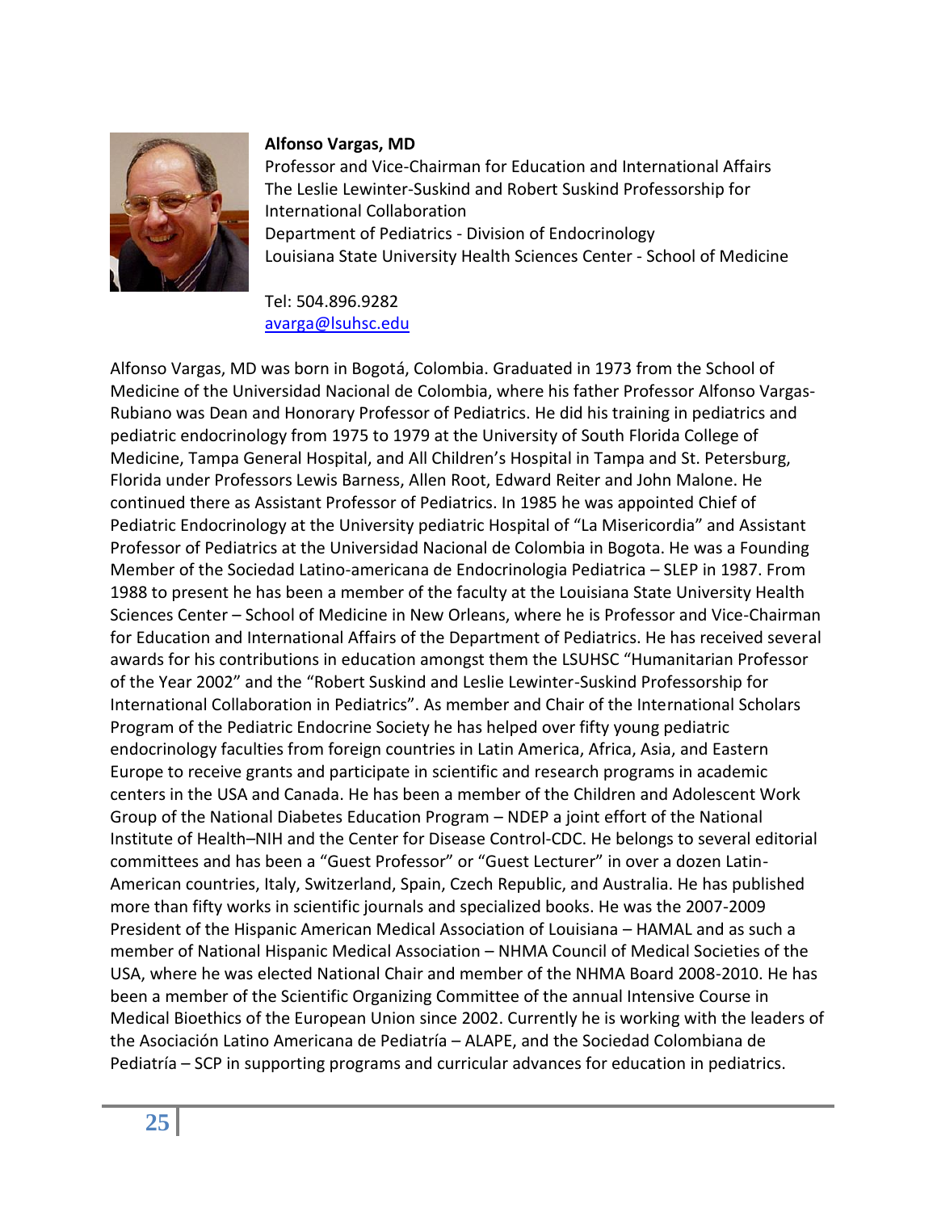**Alfonso Vargas, MD**
Professor and Vice-Chairman for Education and International Affairs
The Leslie Lewinter-Suskind and Robert Suskind Professorship for International Collaboration
Department of Pediatrics - Division of Endocrinology
Louisiana State University Health Sciences Center - School of Medicine

Tel: 504.896.9282
avarga@lsuhsc.edu

Alfonso Vargas, MD was born in Bogotá, Colombia. Graduated in 1973 from the School of Medicine of the Universidad Nacional de Colombia, where his father Professor Alfonso Vargas-Rubiano was Dean and Honorary Professor of Pediatrics. He did his training in pediatrics and pediatric endocrinology from 1975 to 1979 at the University of South Florida College of Medicine, Tampa General Hospital, and All Children's Hospital in Tampa and St. Petersburg, Florida under Professors Lewis Barness, Allen Root, Edward Reiter and John Malone. He continued there as Assistant Professor of Pediatrics. In 1985 he was appointed Chief of Pediatric Endocrinology at the University pediatric Hospital of "La Misericordia" and Assistant Professor of Pediatrics at the Universidad Nacional de Colombia in Bogota. He was a Founding Member of the Sociedad Latino-americana de Endocrinologia Pediatrica – SLEP in 1987. From 1988 to present he has been a member of the faculty at the Louisiana State University Health Sciences Center – School of Medicine in New Orleans, where he is Professor and Vice-Chairman for Education and International Affairs of the Department of Pediatrics. He has received several awards for his contributions in education amongst them the LSUHSC "Humanitarian Professor of the Year 2002" and the "Robert Suskind and Leslie Lewinter-Suskind Professorship for International Collaboration in Pediatrics". As member and Chair of the International Scholars Program of the Pediatric Endocrine Society he has helped over fifty young pediatric endocrinology faculties from foreign countries in Latin America, Africa, Asia, and Eastern Europe to receive grants and participate in scientific and research programs in academic centers in the USA and Canada. He has been a member of the Children and Adolescent Work Group of the National Diabetes Education Program – NDEP a joint effort of the National Institute of Health–NIH and the Center for Disease Control-CDC. He belongs to several editorial committees and has been a "Guest Professor" or "Guest Lecturer" in over a dozen Latin-American countries, Italy, Switzerland, Spain, Czech Republic, and Australia. He has published more than fifty works in scientific journals and specialized books. He was the 2007-2009 President of the Hispanic American Medical Association of Louisiana – HAMAL and as such a member of National Hispanic Medical Association – NHMA Council of Medical Societies of the USA, where he was elected National Chair and member of the NHMA Board 2008-2010. He has been a member of the Scientific Organizing Committee of the annual Intensive Course in Medical Bioethics of the European Union since 2002. Currently he is working with the leaders of the Asociación Latino Americana de Pediatría – ALAPE, and the Sociedad Colombiana de Pediatría – SCP in supporting programs and curricular advances for education in pediatrics.